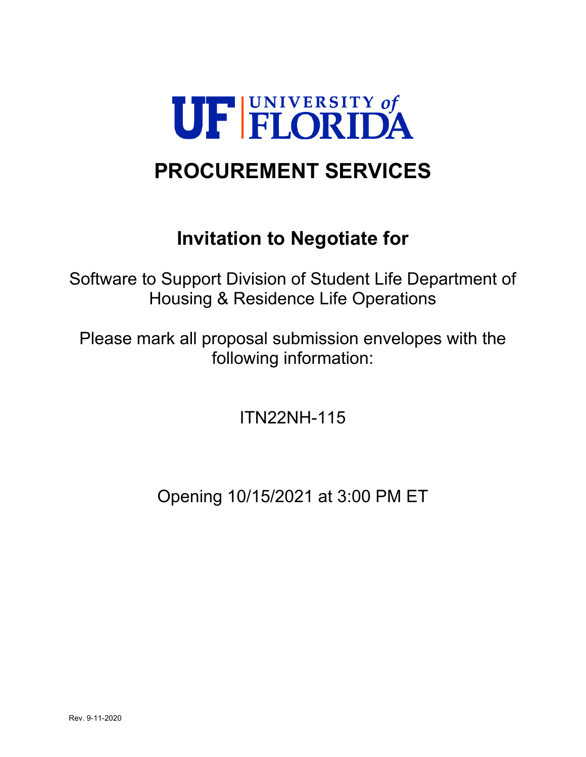# UF UNIVERSITY of FLORIDA

# PROCUREMENT SERVICES

## Invitation to Negotiate for

Software to Support Division of Student Life Department of Housing & Residence Life Operations

Please mark all proposal submission envelopes with the following information:

ITN22NH-115

Opening 10/15/2021 at 3:00 PM ET

Rev. 9-11-2020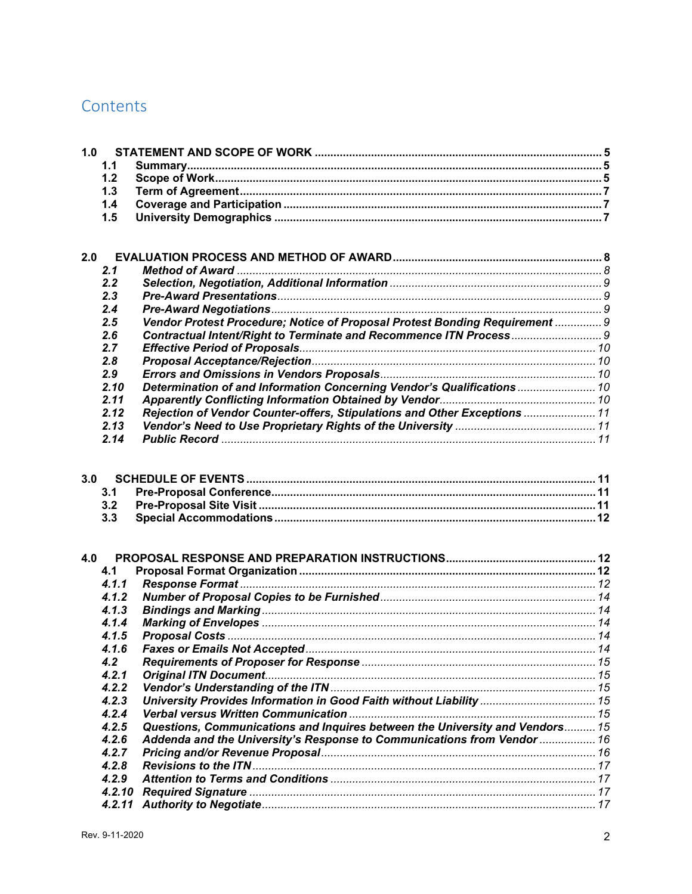# Contents

**1.0 STATEMENT AND SCOPE OF WORK** ........ 5
- **1.1 Summary** ........ 5
- **1.2 Scope of Work** ........ 5
- **1.3 Term of Agreement** ........ 7
- **1.4 Coverage and Participation** ........ 7
- **1.5 University Demographics** ........ 7

**2.0 EVALUATION PROCESS AND METHOD OF AWARD** ........ 8
- ***2.1 Method of Award*** ........ 8
- ***2.2 Selection, Negotiation, Additional Information*** ........ 9
- ***2.3 Pre-Award Presentations*** ........ 9
- ***2.4 Pre-Award Negotiations*** ........ 9
- ***2.5 Vendor Protest Procedure; Notice of Proposal Protest Bonding Requirement*** ........ 9
- ***2.6 Contractual Intent/Right to Terminate and Recommence ITN Process*** ........ 9
- ***2.7 Effective Period of Proposals*** ........ 10
- ***2.8 Proposal Acceptance/Rejection*** ........ 10
- ***2.9 Errors and Omissions in Vendors Proposals*** ........ 10
- ***2.10 Determination of and Information Concerning Vendor's Qualifications*** ........ 10
- ***2.11 Apparently Conflicting Information Obtained by Vendor*** ........ 10
- ***2.12 Rejection of Vendor Counter-offers, Stipulations and Other Exceptions*** ........ 11
- ***2.13 Vendor's Need to Use Proprietary Rights of the University*** ........ 11
- ***2.14 Public Record*** ........ 11

**3.0 SCHEDULE OF EVENTS** ........ 11
- **3.1 Pre-Proposal Conference** ........ 11
- **3.2 Pre-Proposal Site Visit** ........ 11
- **3.3 Special Accommodations** ........ 12

**4.0 PROPOSAL RESPONSE AND PREPARATION INSTRUCTIONS** ........ 12
- **4.1 Proposal Format Organization** ........ 12
- ***4.1.1 Response Format*** ........ 12
- ***4.1.2 Number of Proposal Copies to be Furnished*** ........ 14
- ***4.1.3 Bindings and Marking*** ........ 14
- ***4.1.4 Marking of Envelopes*** ........ 14
- ***4.1.5 Proposal Costs*** ........ 14
- ***4.1.6 Faxes or Emails Not Accepted*** ........ 14
- ***4.2 Requirements of Proposer for Response*** ........ 15
- ***4.2.1 Original ITN Document*** ........ 15
- ***4.2.2 Vendor's Understanding of the ITN*** ........ 15
- ***4.2.3 University Provides Information in Good Faith without Liability*** ........ 15
- ***4.2.4 Verbal versus Written Communication*** ........ 15
- ***4.2.5 Questions, Communications and Inquires between the University and Vendors*** ........ 15
- ***4.2.6 Addenda and the University's Response to Communications from Vendor*** ........ 16
- ***4.2.7 Pricing and/or Revenue Proposal*** ........ 16
- ***4.2.8 Revisions to the ITN*** ........ 17
- ***4.2.9 Attention to Terms and Conditions*** ........ 17
- ***4.2.10 Required Signature*** ........ 17
- ***4.2.11 Authority to Negotiate*** ........ 17

Rev. 9-11-2020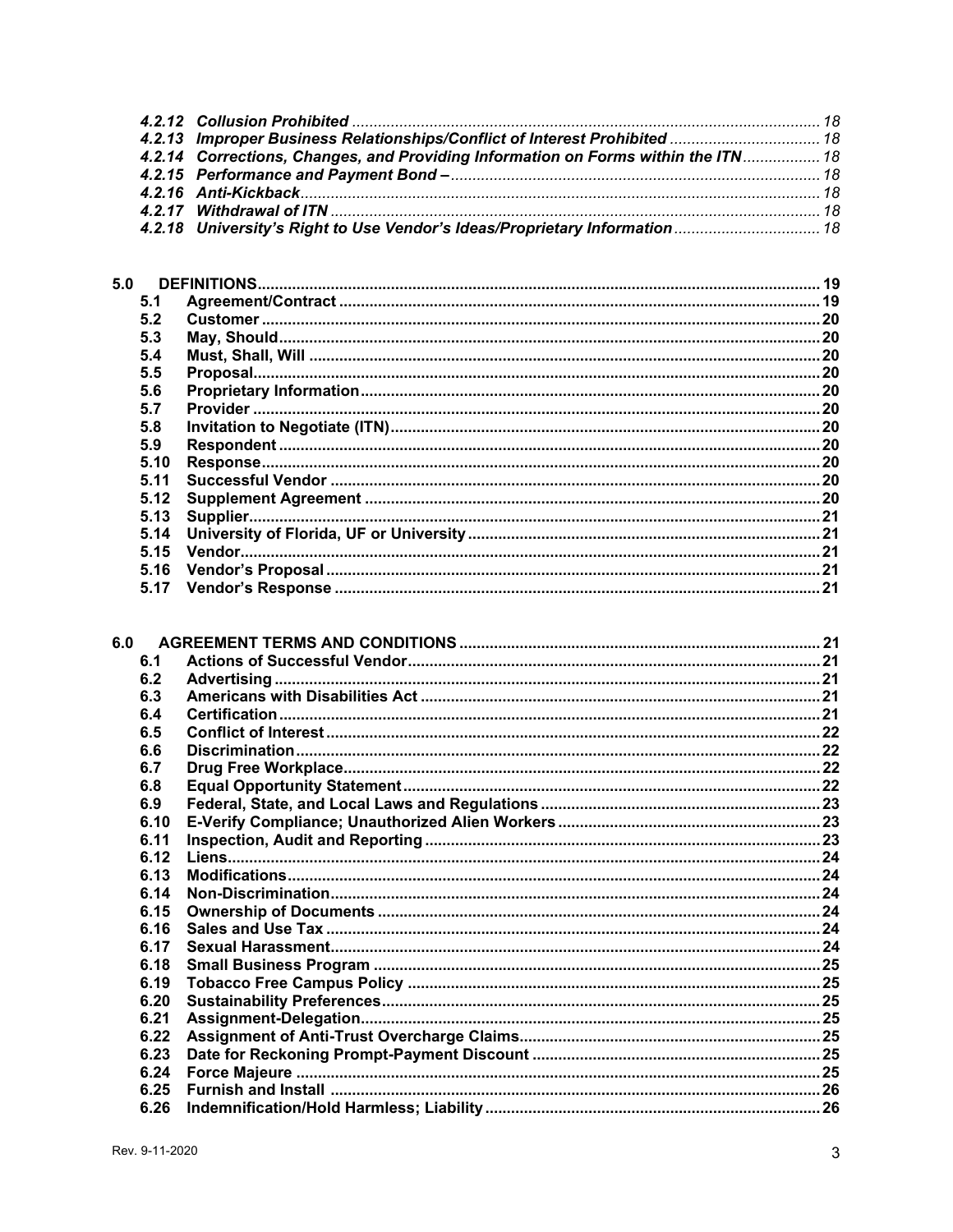*4.2.12 Collusion Prohibited* ........ 18
*4.2.13 Improper Business Relationships/Conflict of Interest Prohibited* ........ 18
*4.2.14 Corrections, Changes, and Providing Information on Forms within the ITN* ........ 18
*4.2.15 Performance and Payment Bond –* ........ 18
*4.2.16 Anti-Kickback* ........ 18
*4.2.17 Withdrawal of ITN* ........ 18
*4.2.18 University's Right to Use Vendor's Ideas/Proprietary Information* ........ 18

**5.0 DEFINITIONS** ........ 19
- **5.1 Agreement/Contract** ........ 19
- **5.2 Customer** ........ 20
- **5.3 May, Should** ........ 20
- **5.4 Must, Shall, Will** ........ 20
- **5.5 Proposal** ........ 20
- **5.6 Proprietary Information** ........ 20
- **5.7 Provider** ........ 20
- **5.8 Invitation to Negotiate (ITN)** ........ 20
- **5.9 Respondent** ........ 20
- **5.10 Response** ........ 20
- **5.11 Successful Vendor** ........ 20
- **5.12 Supplement Agreement** ........ 20
- **5.13 Supplier** ........ 21
- **5.14 University of Florida, UF or University** ........ 21
- **5.15 Vendor** ........ 21
- **5.16 Vendor's Proposal** ........ 21
- **5.17 Vendor's Response** ........ 21

**6.0 AGREEMENT TERMS AND CONDITIONS** ........ 21
- **6.1 Actions of Successful Vendor** ........ 21
- **6.2 Advertising** ........ 21
- **6.3 Americans with Disabilities Act** ........ 21
- **6.4 Certification** ........ 21
- **6.5 Conflict of Interest** ........ 22
- **6.6 Discrimination** ........ 22
- **6.7 Drug Free Workplace** ........ 22
- **6.8 Equal Opportunity Statement** ........ 22
- **6.9 Federal, State, and Local Laws and Regulations** ........ 23
- **6.10 E-Verify Compliance; Unauthorized Alien Workers** ........ 23
- **6.11 Inspection, Audit and Reporting** ........ 23
- **6.12 Liens** ........ 24
- **6.13 Modifications** ........ 24
- **6.14 Non-Discrimination** ........ 24
- **6.15 Ownership of Documents** ........ 24
- **6.16 Sales and Use Tax** ........ 24
- **6.17 Sexual Harassment** ........ 24
- **6.18 Small Business Program** ........ 25
- **6.19 Tobacco Free Campus Policy** ........ 25
- **6.20 Sustainability Preferences** ........ 25
- **6.21 Assignment-Delegation** ........ 25
- **6.22 Assignment of Anti-Trust Overcharge Claims** ........ 25
- **6.23 Date for Reckoning Prompt-Payment Discount** ........ 25
- **6.24 Force Majeure** ........ 25
- **6.25 Furnish and Install** ........ 26
- **6.26 Indemnification/Hold Harmless; Liability** ........ 26

Rev. 9-11-2020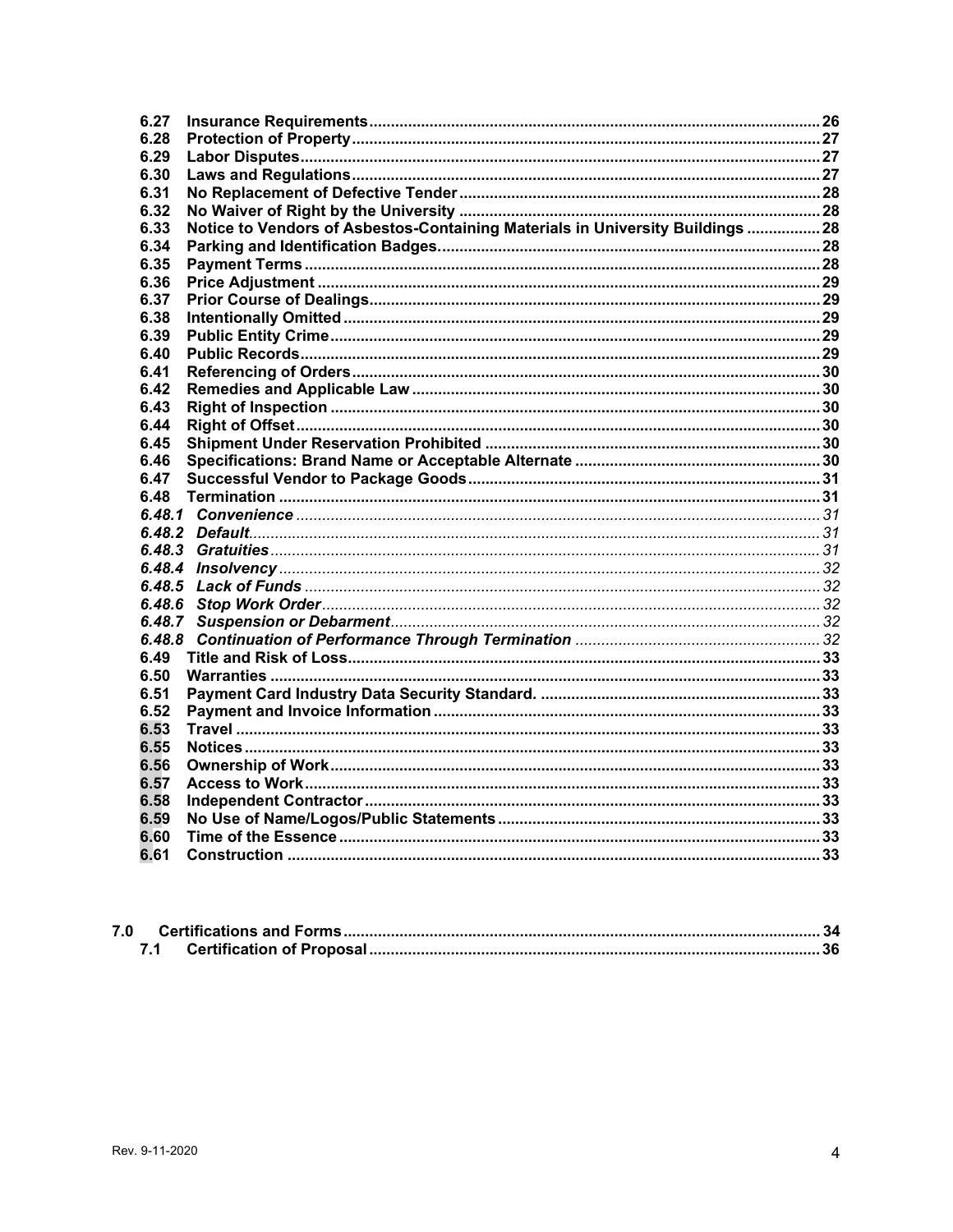6.27 **Insurance Requirements** ........ 26
6.28 **Protection of Property** ........ 27
6.29 **Labor Disputes** ........ 27
6.30 **Laws and Regulations** ........ 27
6.31 **No Replacement of Defective Tender** ........ 28
6.32 **No Waiver of Right by the University** ........ 28
6.33 **Notice to Vendors of Asbestos-Containing Materials in University Buildings** ........ 28
6.34 **Parking and Identification Badges.** ........ 28
6.35 **Payment Terms** ........ 28
6.36 **Price Adjustment** ........ 29
6.37 **Prior Course of Dealings** ........ 29
6.38 **Intentionally Omitted** ........ 29
6.39 **Public Entity Crime** ........ 29
6.40 **Public Records** ........ 29
6.41 **Referencing of Orders** ........ 30
6.42 **Remedies and Applicable Law** ........ 30
6.43 **Right of Inspection** ........ 30
6.44 **Right of Offset** ........ 30
6.45 **Shipment Under Reservation Prohibited** ........ 30
6.46 **Specifications: Brand Name or Acceptable Alternate** ........ 30
6.47 **Successful Vendor to Package Goods** ........ 31
6.48 **Termination** ........ 31
*6.48.1 Convenience* ........ 31
*6.48.2 Default* ........ 31
*6.48.3 Gratuities* ........ 31
*6.48.4 Insolvency* ........ 32
*6.48.5 Lack of Funds* ........ 32
*6.48.6 Stop Work Order* ........ 32
*6.48.7 Suspension or Debarment* ........ 32
*6.48.8 Continuation of Performance Through Termination* ........ 32
6.49 **Title and Risk of Loss** ........ 33
6.50 **Warranties** ........ 33
6.51 **Payment Card Industry Data Security Standard.** ........ 33
6.52 **Payment and Invoice Information** ........ 33
6.53 **Travel** ........ 33
6.55 **Notices** ........ 33
6.56 **Ownership of Work** ........ 33
6.57 **Access to Work** ........ 33
6.58 **Independent Contractor** ........ 33
6.59 **No Use of Name/Logos/Public Statements** ........ 33
6.60 **Time of the Essence** ........ 33
6.61 **Construction** ........ 33

7.0 **Certifications and Forms** ........ 34
7.1 **Certification of Proposal** ........ 36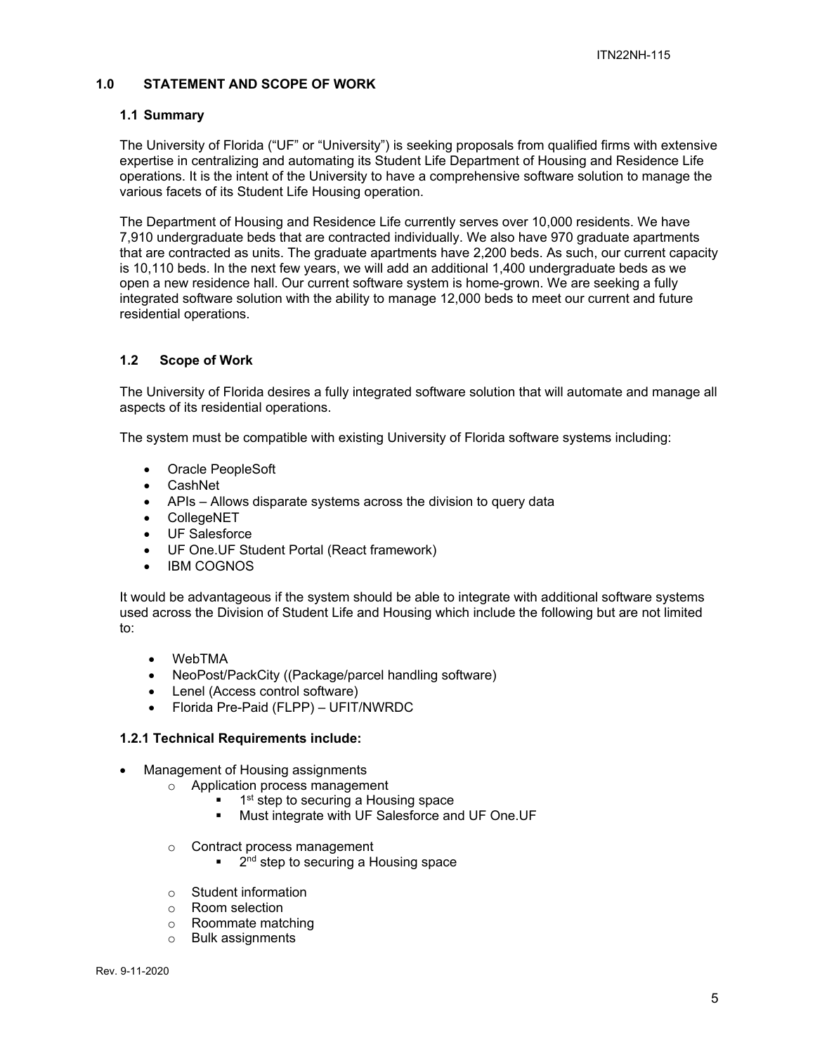## 1.0 STATEMENT AND SCOPE OF WORK

### 1.1 Summary

The University of Florida ("UF" or "University") is seeking proposals from qualified firms with extensive expertise in centralizing and automating its Student Life Department of Housing and Residence Life operations. It is the intent of the University to have a comprehensive software solution to manage the various facets of its Student Life Housing operation.

The Department of Housing and Residence Life currently serves over 10,000 residents. We have 7,910 undergraduate beds that are contracted individually. We also have 970 graduate apartments that are contracted as units. The graduate apartments have 2,200 beds. As such, our current capacity is 10,110 beds. In the next few years, we will add an additional 1,400 undergraduate beds as we open a new residence hall. Our current software system is home-grown. We are seeking a fully integrated software solution with the ability to manage 12,000 beds to meet our current and future residential operations.

### 1.2 Scope of Work

The University of Florida desires a fully integrated software solution that will automate and manage all aspects of its residential operations.

The system must be compatible with existing University of Florida software systems including:

- Oracle PeopleSoft
- CashNet
- APIs – Allows disparate systems across the division to query data
- CollegeNET
- UF Salesforce
- UF One.UF Student Portal (React framework)
- IBM COGNOS

It would be advantageous if the system should be able to integrate with additional software systems used across the Division of Student Life and Housing which include the following but are not limited to:

- WebTMA
- NeoPost/PackCity ((Package/parcel handling software)
- Lenel (Access control software)
- Florida Pre-Paid (FLPP) – UFIT/NWRDC

#### 1.2.1 Technical Requirements include:

- Management of Housing assignments
  - Application process management
    - 1st step to securing a Housing space
    - Must integrate with UF Salesforce and UF One.UF
  - Contract process management
    - 2nd step to securing a Housing space
  - Student information
  - Room selection
  - Roommate matching
  - Bulk assignments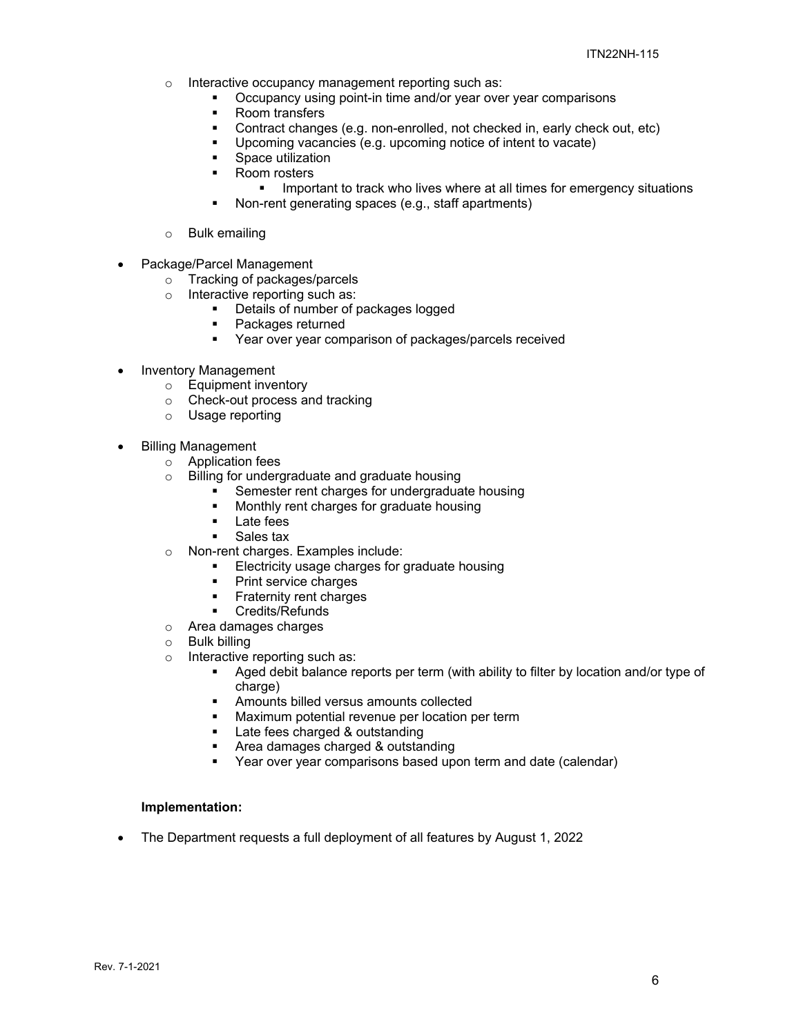- Interactive occupancy management reporting such as:
    - Occupancy using point-in time and/or year over year comparisons
    - Room transfers
    - Contract changes (e.g. non-enrolled, not checked in, early check out, etc)
    - Upcoming vacancies (e.g. upcoming notice of intent to vacate)
    - Space utilization
    - Room rosters
        - Important to track who lives where at all times for emergency situations
    - Non-rent generating spaces (e.g., staff apartments)
- Bulk emailing

- Package/Parcel Management
    - Tracking of packages/parcels
    - Interactive reporting such as:
        - Details of number of packages logged
        - Packages returned
        - Year over year comparison of packages/parcels received

- Inventory Management
    - Equipment inventory
    - Check-out process and tracking
    - Usage reporting

- Billing Management
    - Application fees
    - Billing for undergraduate and graduate housing
        - Semester rent charges for undergraduate housing
        - Monthly rent charges for graduate housing
        - Late fees
        - Sales tax
    - Non-rent charges. Examples include:
        - Electricity usage charges for graduate housing
        - Print service charges
        - Fraternity rent charges
        - Credits/Refunds
    - Area damages charges
    - Bulk billing
    - Interactive reporting such as:
        - Aged debit balance reports per term (with ability to filter by location and/or type of charge)
        - Amounts billed versus amounts collected
        - Maximum potential revenue per location per term
        - Late fees charged & outstanding
        - Area damages charged & outstanding
        - Year over year comparisons based upon term and date (calendar)

**Implementation:**

- The Department requests a full deployment of all features by August 1, 2022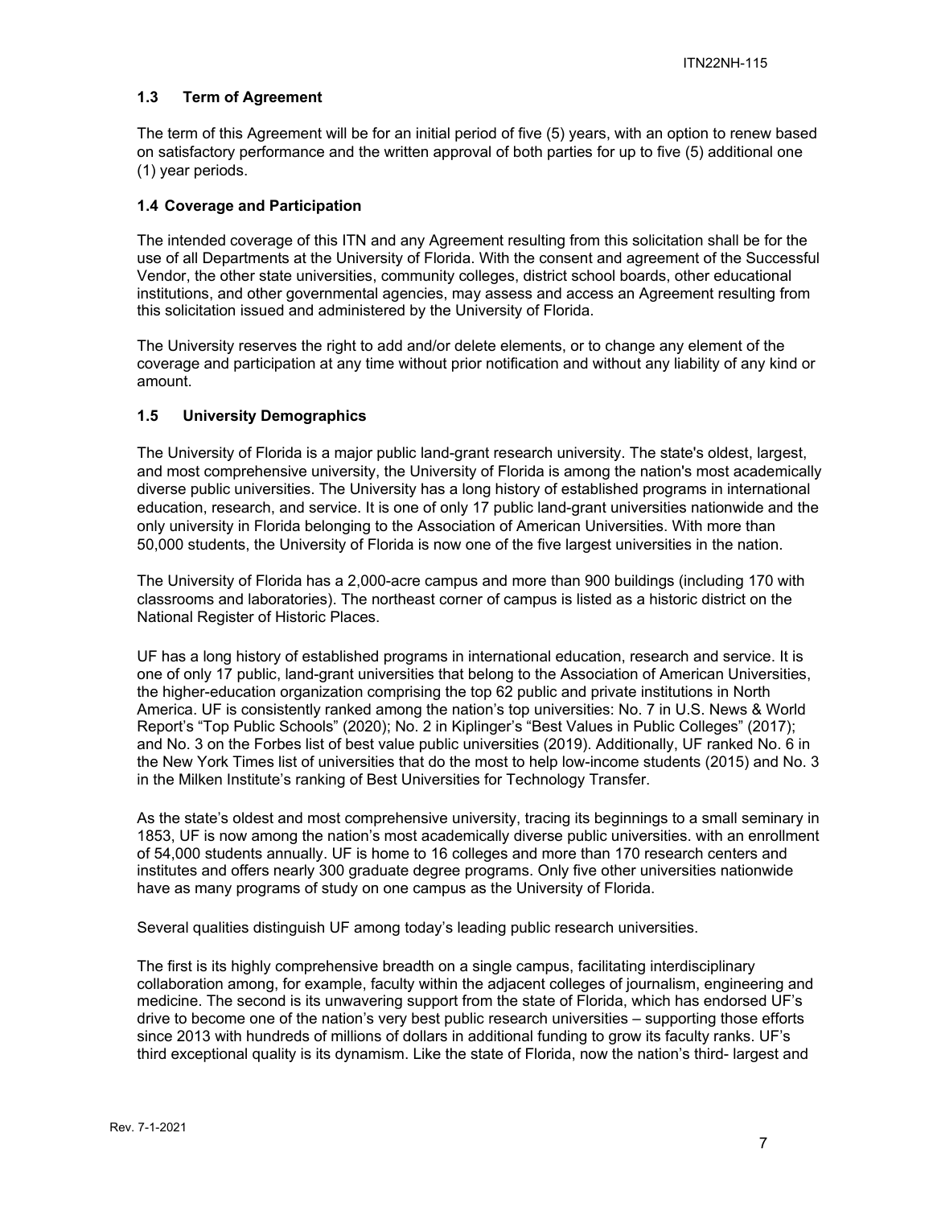### 1.3 Term of Agreement

The term of this Agreement will be for an initial period of five (5) years, with an option to renew based on satisfactory performance and the written approval of both parties for up to five (5) additional one (1) year periods.

### 1.4 Coverage and Participation

The intended coverage of this ITN and any Agreement resulting from this solicitation shall be for the use of all Departments at the University of Florida. With the consent and agreement of the Successful Vendor, the other state universities, community colleges, district school boards, other educational institutions, and other governmental agencies, may assess and access an Agreement resulting from this solicitation issued and administered by the University of Florida.

The University reserves the right to add and/or delete elements, or to change any element of the coverage and participation at any time without prior notification and without any liability of any kind or amount.

### 1.5 University Demographics

The University of Florida is a major public land-grant research university. The state's oldest, largest, and most comprehensive university, the University of Florida is among the nation's most academically diverse public universities. The University has a long history of established programs in international education, research, and service. It is one of only 17 public land-grant universities nationwide and the only university in Florida belonging to the Association of American Universities. With more than 50,000 students, the University of Florida is now one of the five largest universities in the nation.

The University of Florida has a 2,000-acre campus and more than 900 buildings (including 170 with classrooms and laboratories). The northeast corner of campus is listed as a historic district on the National Register of Historic Places.

UF has a long history of established programs in international education, research and service. It is one of only 17 public, land-grant universities that belong to the Association of American Universities, the higher-education organization comprising the top 62 public and private institutions in North America. UF is consistently ranked among the nation's top universities: No. 7 in U.S. News & World Report's "Top Public Schools" (2020); No. 2 in Kiplinger's "Best Values in Public Colleges" (2017); and No. 3 on the Forbes list of best value public universities (2019). Additionally, UF ranked No. 6 in the New York Times list of universities that do the most to help low-income students (2015) and No. 3 in the Milken Institute's ranking of Best Universities for Technology Transfer.

As the state's oldest and most comprehensive university, tracing its beginnings to a small seminary in 1853, UF is now among the nation's most academically diverse public universities. with an enrollment of 54,000 students annually. UF is home to 16 colleges and more than 170 research centers and institutes and offers nearly 300 graduate degree programs. Only five other universities nationwide have as many programs of study on one campus as the University of Florida.

Several qualities distinguish UF among today's leading public research universities.

The first is its highly comprehensive breadth on a single campus, facilitating interdisciplinary collaboration among, for example, faculty within the adjacent colleges of journalism, engineering and medicine. The second is its unwavering support from the state of Florida, which has endorsed UF's drive to become one of the nation's very best public research universities – supporting those efforts since 2013 with hundreds of millions of dollars in additional funding to grow its faculty ranks. UF's third exceptional quality is its dynamism. Like the state of Florida, now the nation's third- largest and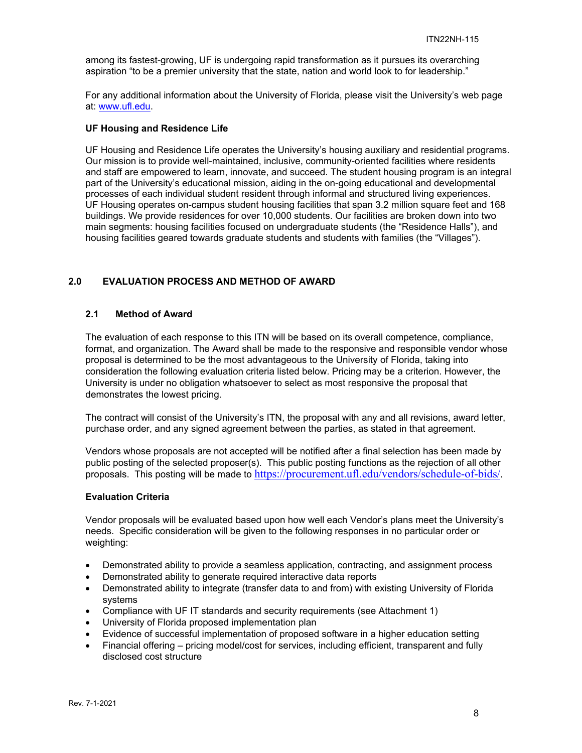among its fastest-growing, UF is undergoing rapid transformation as it pursues its overarching aspiration "to be a premier university that the state, nation and world look to for leadership."

For any additional information about the University of Florida, please visit the University's web page at: www.ufl.edu.

**UF Housing and Residence Life**

UF Housing and Residence Life operates the University's housing auxiliary and residential programs. Our mission is to provide well-maintained, inclusive, community-oriented facilities where residents and staff are empowered to learn, innovate, and succeed. The student housing program is an integral part of the University's educational mission, aiding in the on-going educational and developmental processes of each individual student resident through informal and structured living experiences. UF Housing operates on-campus student housing facilities that span 3.2 million square feet and 168 buildings. We provide residences for over 10,000 students. Our facilities are broken down into two main segments: housing facilities focused on undergraduate students (the "Residence Halls"), and housing facilities geared towards graduate students and students with families (the "Villages").

## 2.0 EVALUATION PROCESS AND METHOD OF AWARD

### 2.1 Method of Award

The evaluation of each response to this ITN will be based on its overall competence, compliance, format, and organization. The Award shall be made to the responsive and responsible vendor whose proposal is determined to be the most advantageous to the University of Florida, taking into consideration the following evaluation criteria listed below. Pricing may be a criterion. However, the University is under no obligation whatsoever to select as most responsive the proposal that demonstrates the lowest pricing.

The contract will consist of the University's ITN, the proposal with any and all revisions, award letter, purchase order, and any signed agreement between the parties, as stated in that agreement.

Vendors whose proposals are not accepted will be notified after a final selection has been made by public posting of the selected proposer(s). This public posting functions as the rejection of all other proposals. This posting will be made to https://procurement.ufl.edu/vendors/schedule-of-bids/.

**Evaluation Criteria**

Vendor proposals will be evaluated based upon how well each Vendor's plans meet the University's needs. Specific consideration will be given to the following responses in no particular order or weighting:

- Demonstrated ability to provide a seamless application, contracting, and assignment process
- Demonstrated ability to generate required interactive data reports
- Demonstrated ability to integrate (transfer data to and from) with existing University of Florida systems
- Compliance with UF IT standards and security requirements (see Attachment 1)
- University of Florida proposed implementation plan
- Evidence of successful implementation of proposed software in a higher education setting
- Financial offering – pricing model/cost for services, including efficient, transparent and fully disclosed cost structure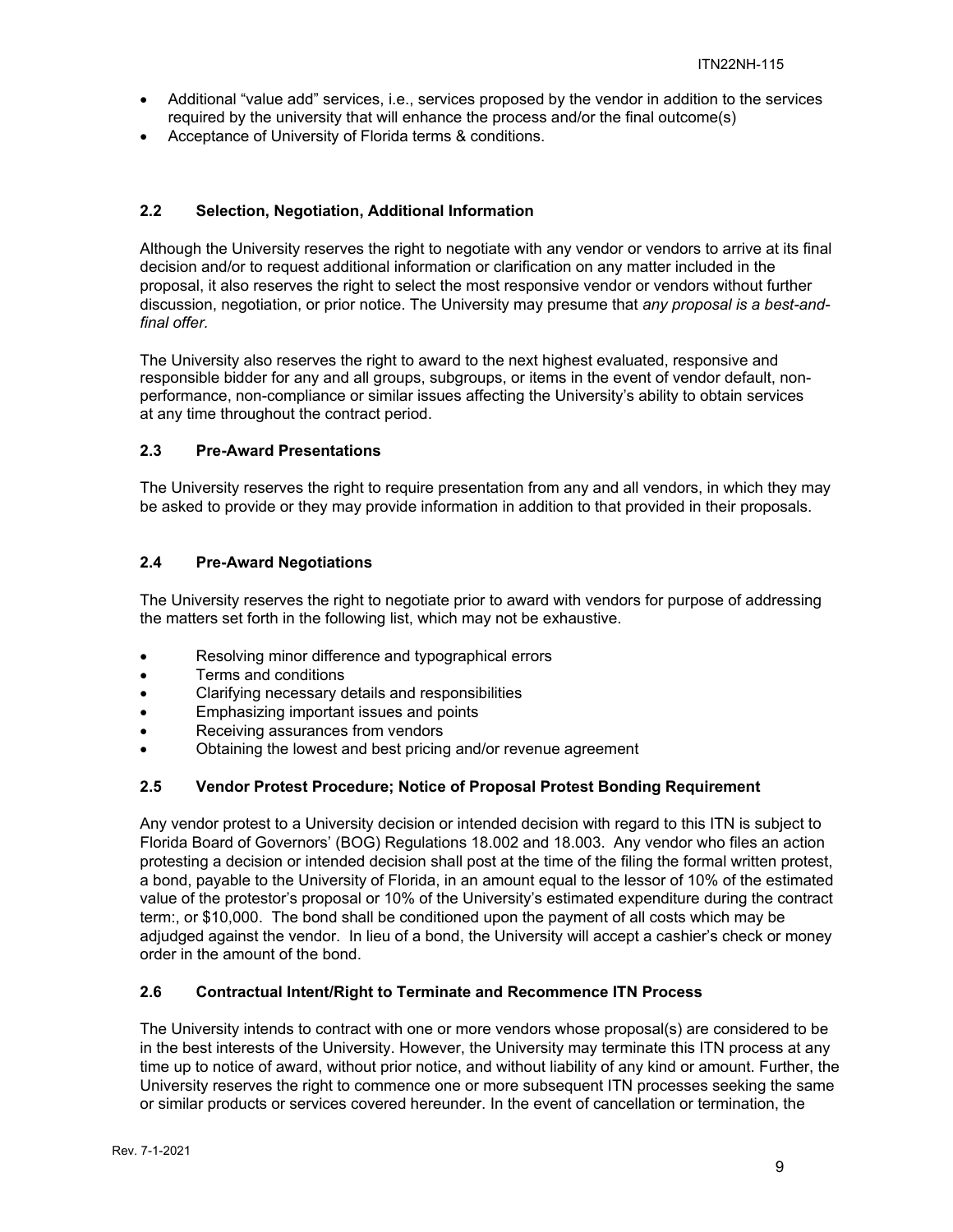- Additional "value add" services, i.e., services proposed by the vendor in addition to the services required by the university that will enhance the process and/or the final outcome(s)
- Acceptance of University of Florida terms & conditions.

### 2.2 Selection, Negotiation, Additional Information

Although the University reserves the right to negotiate with any vendor or vendors to arrive at its final decision and/or to request additional information or clarification on any matter included in the proposal, it also reserves the right to select the most responsive vendor or vendors without further discussion, negotiation, or prior notice. The University may presume that *any proposal is a best-and-final offer*.

The University also reserves the right to award to the next highest evaluated, responsive and responsible bidder for any and all groups, subgroups, or items in the event of vendor default, non-performance, non-compliance or similar issues affecting the University's ability to obtain services at any time throughout the contract period.

### 2.3 Pre-Award Presentations

The University reserves the right to require presentation from any and all vendors, in which they may be asked to provide or they may provide information in addition to that provided in their proposals.

### 2.4 Pre-Award Negotiations

The University reserves the right to negotiate prior to award with vendors for purpose of addressing the matters set forth in the following list, which may not be exhaustive.

- Resolving minor difference and typographical errors
- Terms and conditions
- Clarifying necessary details and responsibilities
- Emphasizing important issues and points
- Receiving assurances from vendors
- Obtaining the lowest and best pricing and/or revenue agreement

### 2.5 Vendor Protest Procedure; Notice of Proposal Protest Bonding Requirement

Any vendor protest to a University decision or intended decision with regard to this ITN is subject to Florida Board of Governors' (BOG) Regulations 18.002 and 18.003. Any vendor who files an action protesting a decision or intended decision shall post at the time of the filing the formal written protest, a bond, payable to the University of Florida, in an amount equal to the lessor of 10% of the estimated value of the protestor's proposal or 10% of the University's estimated expenditure during the contract term:, or $10,000. The bond shall be conditioned upon the payment of all costs which may be adjudged against the vendor. In lieu of a bond, the University will accept a cashier's check or money order in the amount of the bond.

### 2.6 Contractual Intent/Right to Terminate and Recommence ITN Process

The University intends to contract with one or more vendors whose proposal(s) are considered to be in the best interests of the University. However, the University may terminate this ITN process at any time up to notice of award, without prior notice, and without liability of any kind or amount. Further, the University reserves the right to commence one or more subsequent ITN processes seeking the same or similar products or services covered hereunder. In the event of cancellation or termination, the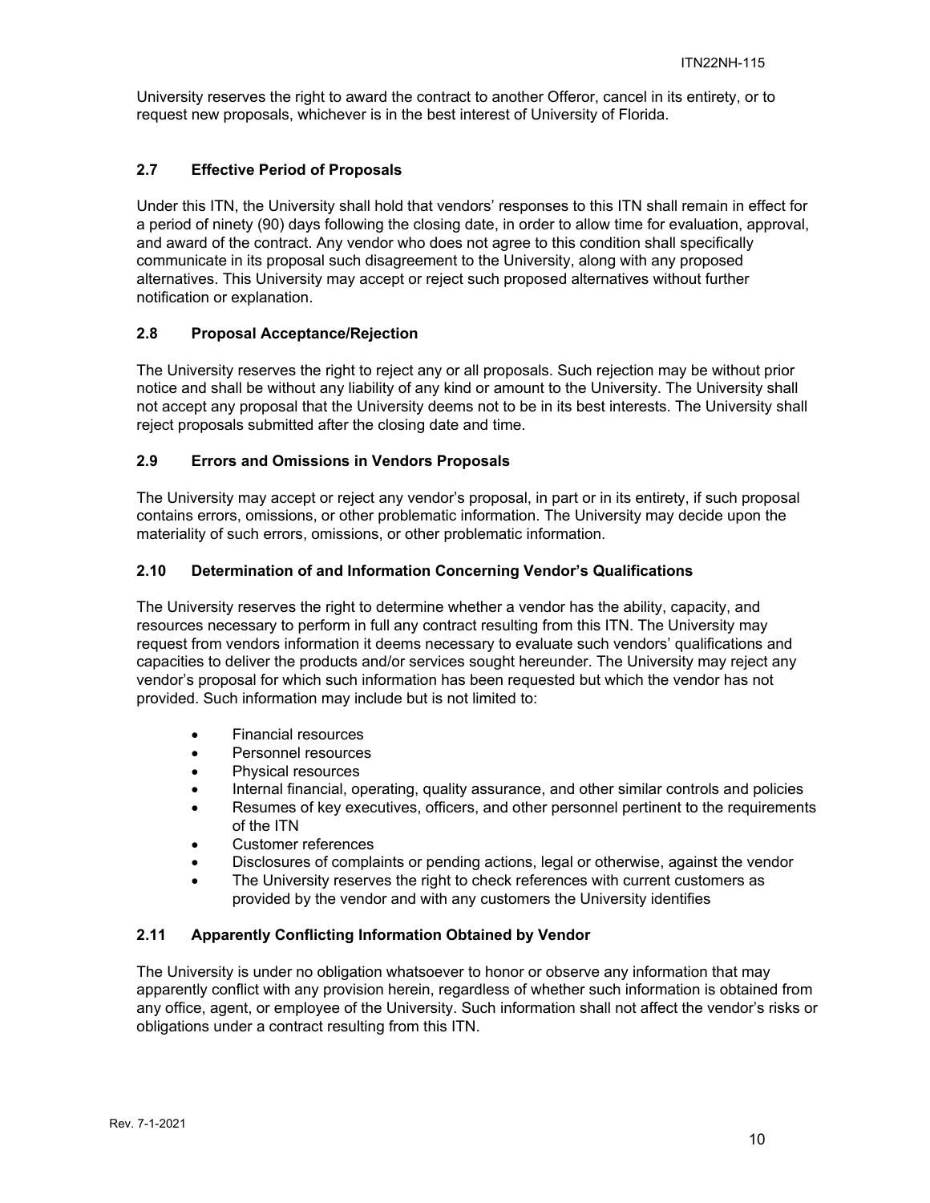University reserves the right to award the contract to another Offeror, cancel in its entirety, or to request new proposals, whichever is in the best interest of University of Florida.

### 2.7 Effective Period of Proposals

Under this ITN, the University shall hold that vendors' responses to this ITN shall remain in effect for a period of ninety (90) days following the closing date, in order to allow time for evaluation, approval, and award of the contract. Any vendor who does not agree to this condition shall specifically communicate in its proposal such disagreement to the University, along with any proposed alternatives. This University may accept or reject such proposed alternatives without further notification or explanation.

### 2.8 Proposal Acceptance/Rejection

The University reserves the right to reject any or all proposals. Such rejection may be without prior notice and shall be without any liability of any kind or amount to the University. The University shall not accept any proposal that the University deems not to be in its best interests. The University shall reject proposals submitted after the closing date and time.

### 2.9 Errors and Omissions in Vendors Proposals

The University may accept or reject any vendor's proposal, in part or in its entirety, if such proposal contains errors, omissions, or other problematic information. The University may decide upon the materiality of such errors, omissions, or other problematic information.

### 2.10 Determination of and Information Concerning Vendor's Qualifications

The University reserves the right to determine whether a vendor has the ability, capacity, and resources necessary to perform in full any contract resulting from this ITN. The University may request from vendors information it deems necessary to evaluate such vendors' qualifications and capacities to deliver the products and/or services sought hereunder. The University may reject any vendor's proposal for which such information has been requested but which the vendor has not provided. Such information may include but is not limited to:

- Financial resources
- Personnel resources
- Physical resources
- Internal financial, operating, quality assurance, and other similar controls and policies
- Resumes of key executives, officers, and other personnel pertinent to the requirements of the ITN
- Customer references
- Disclosures of complaints or pending actions, legal or otherwise, against the vendor
- The University reserves the right to check references with current customers as provided by the vendor and with any customers the University identifies

### 2.11 Apparently Conflicting Information Obtained by Vendor

The University is under no obligation whatsoever to honor or observe any information that may apparently conflict with any provision herein, regardless of whether such information is obtained from any office, agent, or employee of the University. Such information shall not affect the vendor's risks or obligations under a contract resulting from this ITN.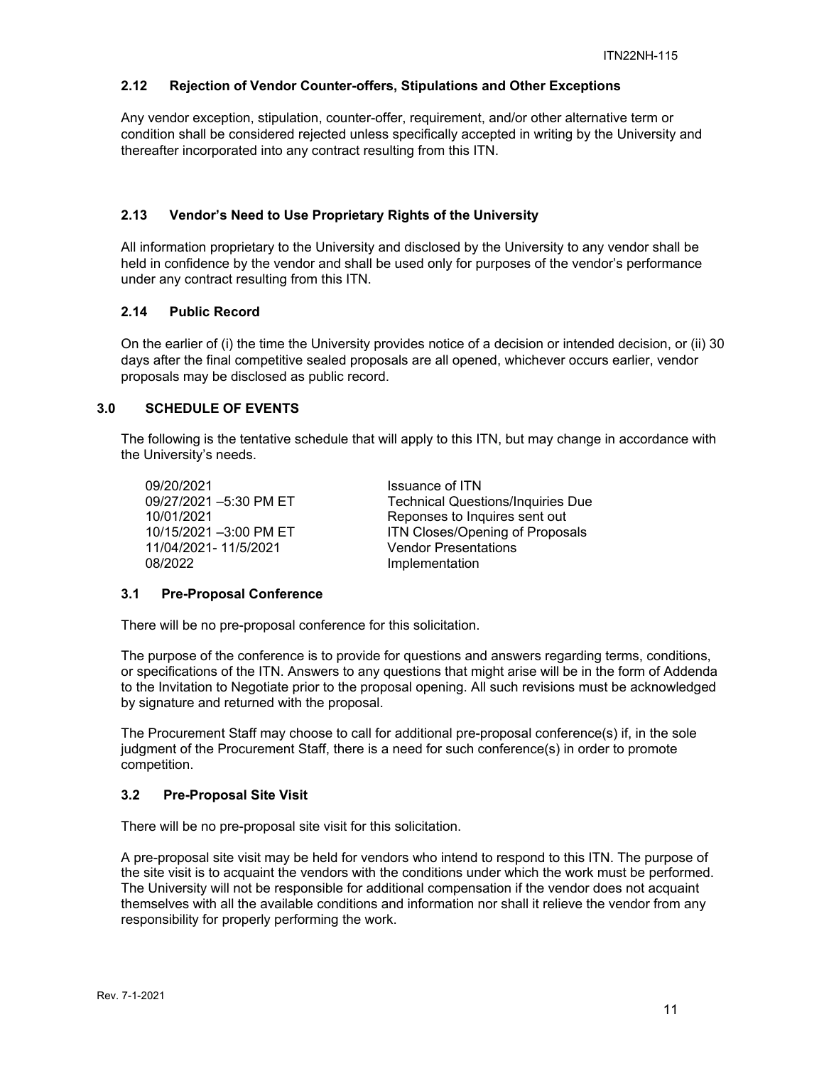### 2.12 Rejection of Vendor Counter-offers, Stipulations and Other Exceptions

Any vendor exception, stipulation, counter-offer, requirement, and/or other alternative term or condition shall be considered rejected unless specifically accepted in writing by the University and thereafter incorporated into any contract resulting from this ITN.

### 2.13 Vendor's Need to Use Proprietary Rights of the University

All information proprietary to the University and disclosed by the University to any vendor shall be held in confidence by the vendor and shall be used only for purposes of the vendor's performance under any contract resulting from this ITN.

### 2.14 Public Record

On the earlier of (i) the time the University provides notice of a decision or intended decision, or (ii) 30 days after the final competitive sealed proposals are all opened, whichever occurs earlier, vendor proposals may be disclosed as public record.

## 3.0 SCHEDULE OF EVENTS

The following is the tentative schedule that will apply to this ITN, but may change in accordance with the University's needs.

| | |
|---|---|
| 09/20/2021 | Issuance of ITN |
| 09/27/2021 –5:30 PM ET | Technical Questions/Inquiries Due |
| 10/01/2021 | Reponses to Inquires sent out |
| 10/15/2021 –3:00 PM ET | ITN Closes/Opening of Proposals |
| 11/04/2021- 11/5/2021 | Vendor Presentations |
| 08/2022 | Implementation |

### 3.1 Pre-Proposal Conference

There will be no pre-proposal conference for this solicitation.

The purpose of the conference is to provide for questions and answers regarding terms, conditions, or specifications of the ITN. Answers to any questions that might arise will be in the form of Addenda to the Invitation to Negotiate prior to the proposal opening. All such revisions must be acknowledged by signature and returned with the proposal.

The Procurement Staff may choose to call for additional pre-proposal conference(s) if, in the sole judgment of the Procurement Staff, there is a need for such conference(s) in order to promote competition.

### 3.2 Pre-Proposal Site Visit

There will be no pre-proposal site visit for this solicitation.

A pre-proposal site visit may be held for vendors who intend to respond to this ITN. The purpose of the site visit is to acquaint the vendors with the conditions under which the work must be performed. The University will not be responsible for additional compensation if the vendor does not acquaint themselves with all the available conditions and information nor shall it relieve the vendor from any responsibility for properly performing the work.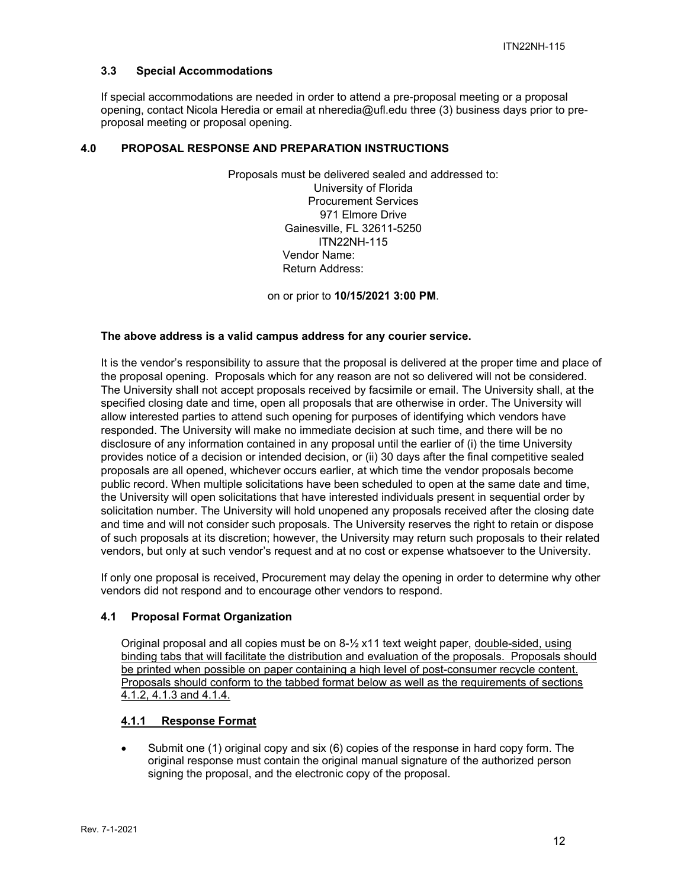### 3.3 Special Accommodations

If special accommodations are needed in order to attend a pre-proposal meeting or a proposal opening, contact Nicola Heredia or email at nheredia@ufl.edu three (3) business days prior to pre-proposal meeting or proposal opening.

## 4.0 PROPOSAL RESPONSE AND PREPARATION INSTRUCTIONS

Proposals must be delivered sealed and addressed to:
University of Florida
Procurement Services
971 Elmore Drive
Gainesville, FL 32611-5250
ITN22NH-115
Vendor Name:
Return Address:

on or prior to **10/15/2021 3:00 PM**.

**The above address is a valid campus address for any courier service.**

It is the vendor's responsibility to assure that the proposal is delivered at the proper time and place of the proposal opening. Proposals which for any reason are not so delivered will not be considered. The University shall not accept proposals received by facsimile or email. The University shall, at the specified closing date and time, open all proposals that are otherwise in order. The University will allow interested parties to attend such opening for purposes of identifying which vendors have responded. The University will make no immediate decision at such time, and there will be no disclosure of any information contained in any proposal until the earlier of (i) the time University provides notice of a decision or intended decision, or (ii) 30 days after the final competitive sealed proposals are all opened, whichever occurs earlier, at which time the vendor proposals become public record. When multiple solicitations have been scheduled to open at the same date and time, the University will open solicitations that have interested individuals present in sequential order by solicitation number. The University will hold unopened any proposals received after the closing date and time and will not consider such proposals. The University reserves the right to retain or dispose of such proposals at its discretion; however, the University may return such proposals to their related vendors, but only at such vendor's request and at no cost or expense whatsoever to the University.

If only one proposal is received, Procurement may delay the opening in order to determine why other vendors did not respond and to encourage other vendors to respond.

### 4.1 Proposal Format Organization

Original proposal and all copies must be on 8-½ x11 text weight paper, double-sided, using binding tabs that will facilitate the distribution and evaluation of the proposals. Proposals should be printed when possible on paper containing a high level of post-consumer recycle content. Proposals should conform to the tabbed format below as well as the requirements of sections 4.1.2, 4.1.3 and 4.1.4.

#### 4.1.1 Response Format

- Submit one (1) original copy and six (6) copies of the response in hard copy form. The original response must contain the original manual signature of the authorized person signing the proposal, and the electronic copy of the proposal.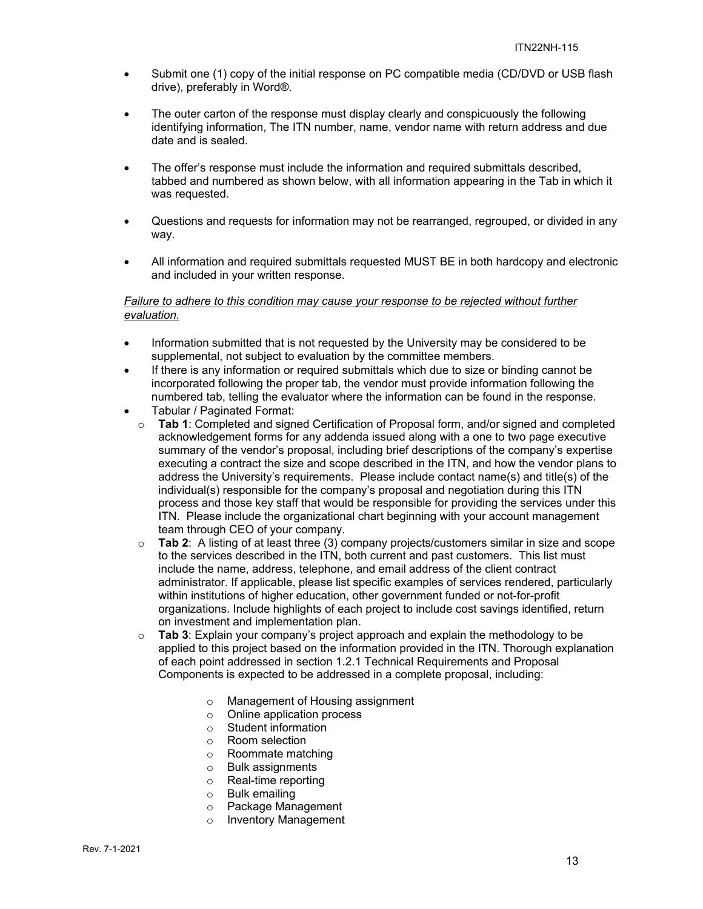- Submit one (1) copy of the initial response on PC compatible media (CD/DVD or USB flash drive), preferably in Word®.

- The outer carton of the response must display clearly and conspicuously the following identifying information, The ITN number, name, vendor name with return address and due date and is sealed.

- The offer's response must include the information and required submittals described, tabbed and numbered as shown below, with all information appearing in the Tab in which it was requested.

- Questions and requests for information may not be rearranged, regrouped, or divided in any way.

- All information and required submittals requested MUST BE in both hardcopy and electronic and included in your written response.

*Failure to adhere to this condition may cause your response to be rejected without further evaluation.*

- Information submitted that is not requested by the University may be considered to be supplemental, not subject to evaluation by the committee members.
- If there is any information or required submittals which due to size or binding cannot be incorporated following the proper tab, the vendor must provide information following the numbered tab, telling the evaluator where the information can be found in the response.
- Tabular / Paginated Format:
  - **Tab 1**: Completed and signed Certification of Proposal form, and/or signed and completed acknowledgement forms for any addenda issued along with a one to two page executive summary of the vendor's proposal, including brief descriptions of the company's expertise executing a contract the size and scope described in the ITN, and how the vendor plans to address the University's requirements. Please include contact name(s) and title(s) of the individual(s) responsible for the company's proposal and negotiation during this ITN process and those key staff that would be responsible for providing the services under this ITN. Please include the organizational chart beginning with your account management team through CEO of your company.
  - **Tab 2**: A listing of at least three (3) company projects/customers similar in size and scope to the services described in the ITN, both current and past customers. This list must include the name, address, telephone, and email address of the client contract administrator. If applicable, please list specific examples of services rendered, particularly within institutions of higher education, other government funded or not-for-profit organizations. Include highlights of each project to include cost savings identified, return on investment and implementation plan.
  - **Tab 3**: Explain your company's project approach and explain the methodology to be applied to this project based on the information provided in the ITN. Thorough explanation of each point addressed in section 1.2.1 Technical Requirements and Proposal Components is expected to be addressed in a complete proposal, including:
    - Management of Housing assignment
    - Online application process
    - Student information
    - Room selection
    - Roommate matching
    - Bulk assignments
    - Real-time reporting
    - Bulk emailing
    - Package Management
    - Inventory Management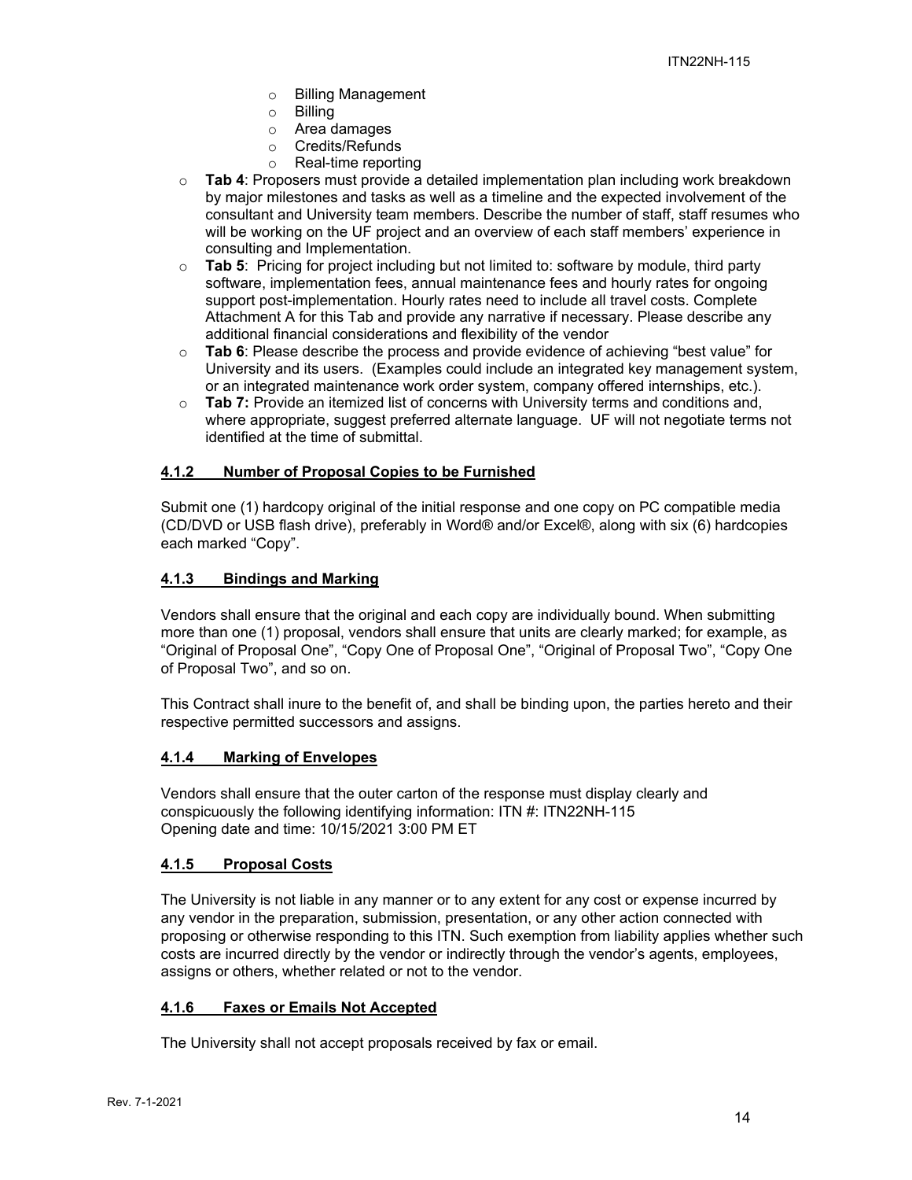- Billing Management
    - Billing
    - Area damages
    - Credits/Refunds
    - Real-time reporting

- **Tab 4**: Proposers must provide a detailed implementation plan including work breakdown by major milestones and tasks as well as a timeline and the expected involvement of the consultant and University team members. Describe the number of staff, staff resumes who will be working on the UF project and an overview of each staff members' experience in consulting and Implementation.
- **Tab 5**: Pricing for project including but not limited to: software by module, third party software, implementation fees, annual maintenance fees and hourly rates for ongoing support post-implementation. Hourly rates need to include all travel costs. Complete Attachment A for this Tab and provide any narrative if necessary. Please describe any additional financial considerations and flexibility of the vendor
- **Tab 6**: Please describe the process and provide evidence of achieving "best value" for University and its users. (Examples could include an integrated key management system, or an integrated maintenance work order system, company offered internships, etc.).
- **Tab 7:** Provide an itemized list of concerns with University terms and conditions and, where appropriate, suggest preferred alternate language. UF will not negotiate terms not identified at the time of submittal.

#### 4.1.2 Number of Proposal Copies to be Furnished

Submit one (1) hardcopy original of the initial response and one copy on PC compatible media (CD/DVD or USB flash drive), preferably in Word® and/or Excel®, along with six (6) hardcopies each marked "Copy".

#### 4.1.3 Bindings and Marking

Vendors shall ensure that the original and each copy are individually bound. When submitting more than one (1) proposal, vendors shall ensure that units are clearly marked; for example, as "Original of Proposal One", "Copy One of Proposal One", "Original of Proposal Two", "Copy One of Proposal Two", and so on.

This Contract shall inure to the benefit of, and shall be binding upon, the parties hereto and their respective permitted successors and assigns.

#### 4.1.4 Marking of Envelopes

Vendors shall ensure that the outer carton of the response must display clearly and conspicuously the following identifying information: ITN #: ITN22NH-115
Opening date and time: 10/15/2021 3:00 PM ET

#### 4.1.5 Proposal Costs

The University is not liable in any manner or to any extent for any cost or expense incurred by any vendor in the preparation, submission, presentation, or any other action connected with proposing or otherwise responding to this ITN. Such exemption from liability applies whether such costs are incurred directly by the vendor or indirectly through the vendor's agents, employees, assigns or others, whether related or not to the vendor.

#### 4.1.6 Faxes or Emails Not Accepted

The University shall not accept proposals received by fax or email.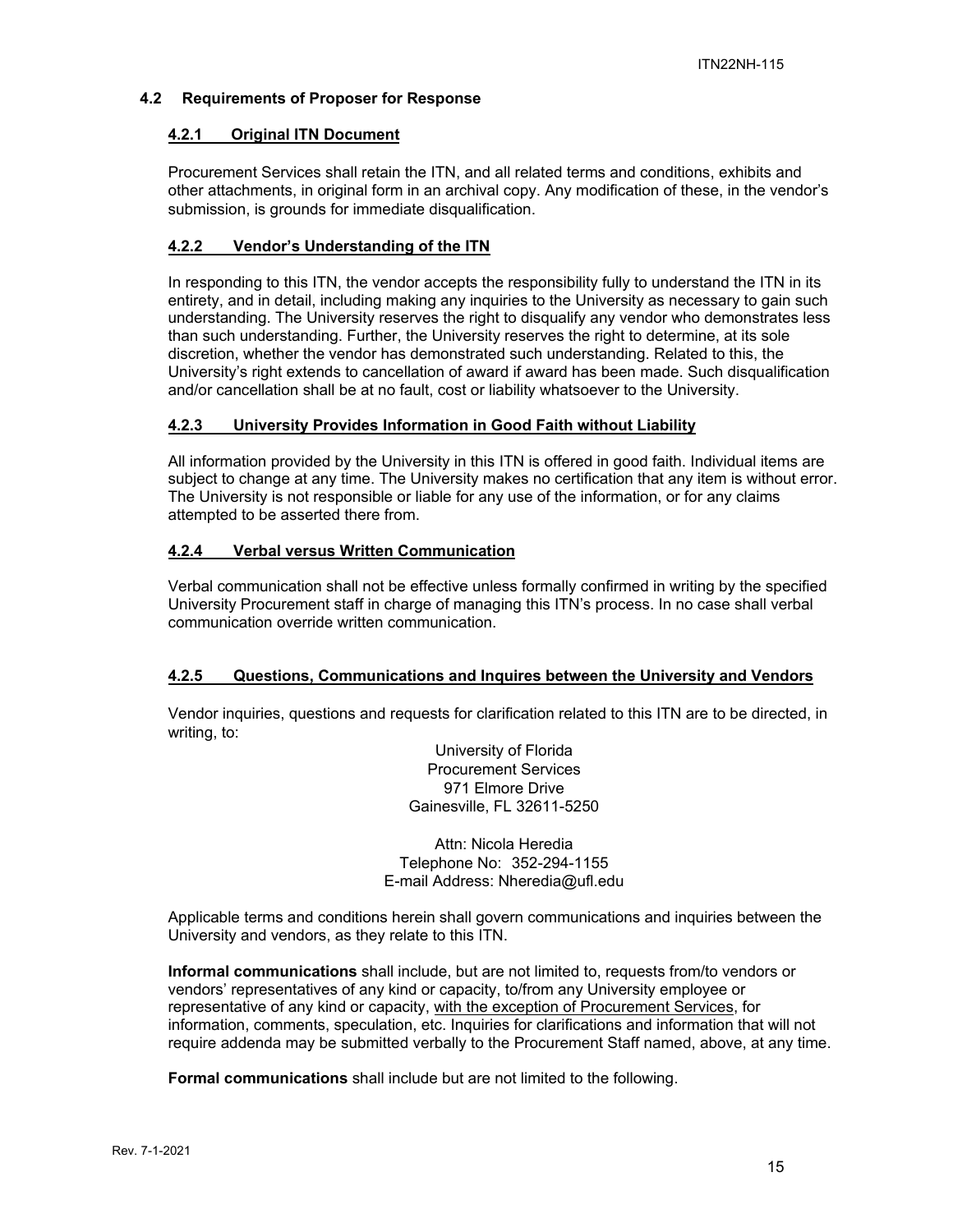### 4.2 Requirements of Proposer for Response

#### 4.2.1 Original ITN Document

Procurement Services shall retain the ITN, and all related terms and conditions, exhibits and other attachments, in original form in an archival copy. Any modification of these, in the vendor's submission, is grounds for immediate disqualification.

#### 4.2.2 Vendor's Understanding of the ITN

In responding to this ITN, the vendor accepts the responsibility fully to understand the ITN in its entirety, and in detail, including making any inquiries to the University as necessary to gain such understanding. The University reserves the right to disqualify any vendor who demonstrates less than such understanding. Further, the University reserves the right to determine, at its sole discretion, whether the vendor has demonstrated such understanding. Related to this, the University's right extends to cancellation of award if award has been made. Such disqualification and/or cancellation shall be at no fault, cost or liability whatsoever to the University.

#### 4.2.3 University Provides Information in Good Faith without Liability

All information provided by the University in this ITN is offered in good faith. Individual items are subject to change at any time. The University makes no certification that any item is without error. The University is not responsible or liable for any use of the information, or for any claims attempted to be asserted there from.

#### 4.2.4 Verbal versus Written Communication

Verbal communication shall not be effective unless formally confirmed in writing by the specified University Procurement staff in charge of managing this ITN's process. In no case shall verbal communication override written communication.

#### 4.2.5 Questions, Communications and Inquires between the University and Vendors

Vendor inquiries, questions and requests for clarification related to this ITN are to be directed, in writing, to:

University of Florida
Procurement Services
971 Elmore Drive
Gainesville, FL 32611-5250

Attn: Nicola Heredia
Telephone No: 352-294-1155
E-mail Address: Nheredia@ufl.edu

Applicable terms and conditions herein shall govern communications and inquiries between the University and vendors, as they relate to this ITN.

**Informal communications** shall include, but are not limited to, requests from/to vendors or vendors' representatives of any kind or capacity, to/from any University employee or representative of any kind or capacity, with the exception of Procurement Services, for information, comments, speculation, etc. Inquiries for clarifications and information that will not require addenda may be submitted verbally to the Procurement Staff named, above, at any time.

**Formal communications** shall include but are not limited to the following.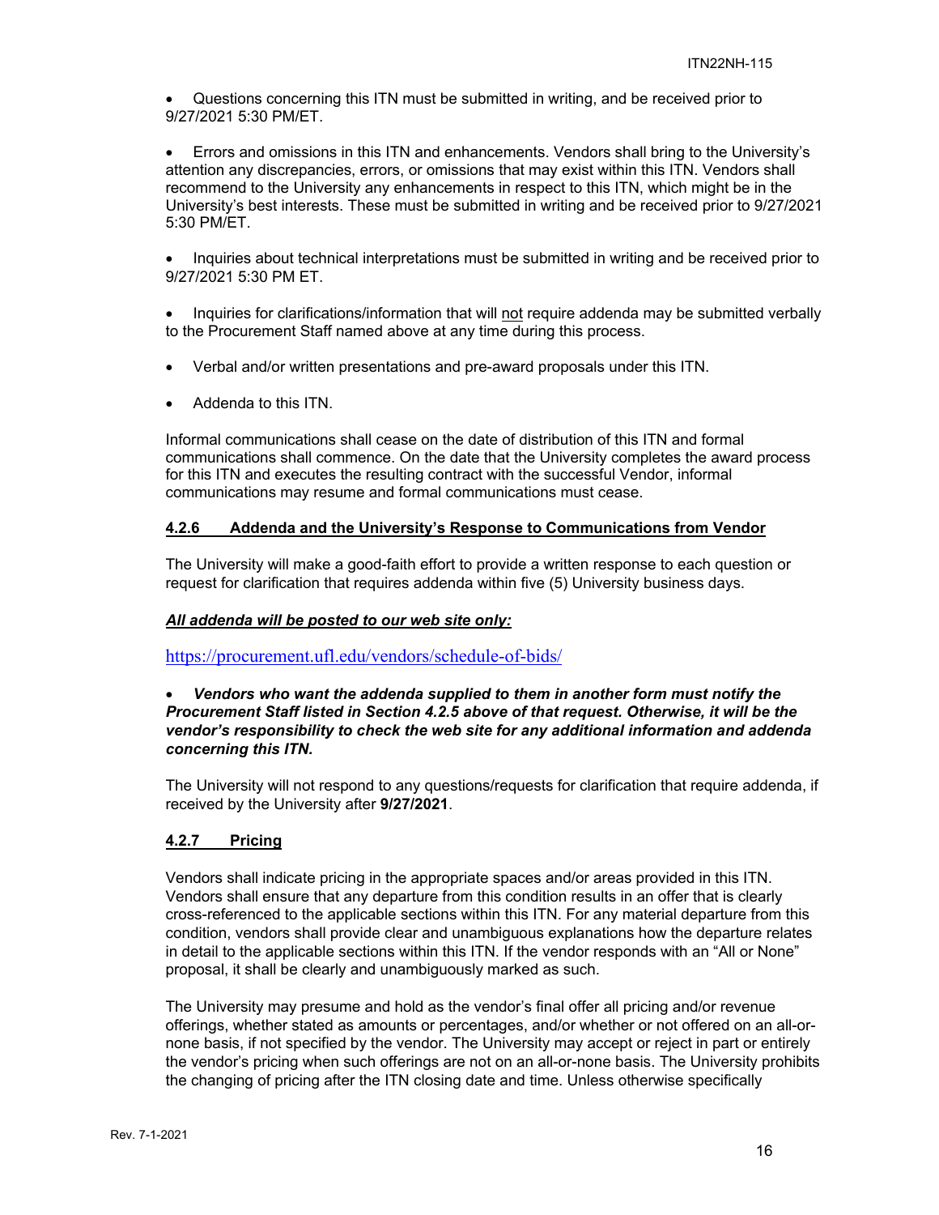- Questions concerning this ITN must be submitted in writing, and be received prior to 9/27/2021 5:30 PM/ET.

- Errors and omissions in this ITN and enhancements. Vendors shall bring to the University's attention any discrepancies, errors, or omissions that may exist within this ITN. Vendors shall recommend to the University any enhancements in respect to this ITN, which might be in the University's best interests. These must be submitted in writing and be received prior to 9/27/2021 5:30 PM/ET.

- Inquiries about technical interpretations must be submitted in writing and be received prior to 9/27/2021 5:30 PM ET.

- Inquiries for clarifications/information that will <u>not</u> require addenda may be submitted verbally to the Procurement Staff named above at any time during this process.

- Verbal and/or written presentations and pre-award proposals under this ITN.

- Addenda to this ITN.

Informal communications shall cease on the date of distribution of this ITN and formal communications shall commence. On the date that the University completes the award process for this ITN and executes the resulting contract with the successful Vendor, informal communications may resume and formal communications must cease.

#### 4.2.6 Addenda and the University's Response to Communications from Vendor

The University will make a good-faith effort to provide a written response to each question or request for clarification that requires addenda within five (5) University business days.

***All addenda will be posted to our web site only:***

https://procurement.ufl.edu/vendors/schedule-of-bids/

- ***Vendors who want the addenda supplied to them in another form must notify the Procurement Staff listed in Section 4.2.5 above of that request. Otherwise, it will be the vendor's responsibility to check the web site for any additional information and addenda concerning this ITN.***

The University will not respond to any questions/requests for clarification that require addenda, if received by the University after **9/27/2021**.

#### 4.2.7 Pricing

Vendors shall indicate pricing in the appropriate spaces and/or areas provided in this ITN. Vendors shall ensure that any departure from this condition results in an offer that is clearly cross-referenced to the applicable sections within this ITN. For any material departure from this condition, vendors shall provide clear and unambiguous explanations how the departure relates in detail to the applicable sections within this ITN. If the vendor responds with an "All or None" proposal, it shall be clearly and unambiguously marked as such.

The University may presume and hold as the vendor's final offer all pricing and/or revenue offerings, whether stated as amounts or percentages, and/or whether or not offered on an all-or-none basis, if not specified by the vendor. The University may accept or reject in part or entirely the vendor's pricing when such offerings are not on an all-or-none basis. The University prohibits the changing of pricing after the ITN closing date and time. Unless otherwise specifically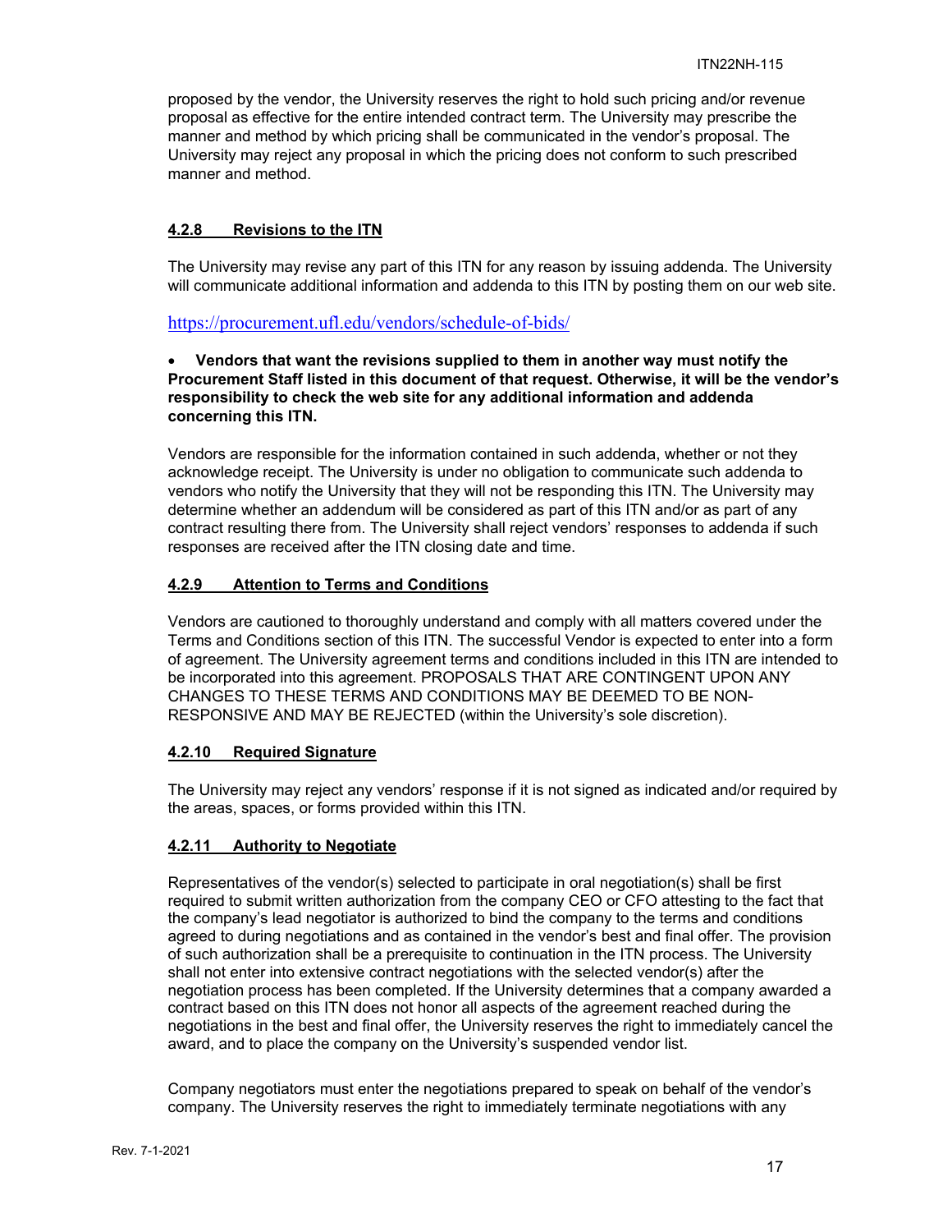proposed by the vendor, the University reserves the right to hold such pricing and/or revenue proposal as effective for the entire intended contract term. The University may prescribe the manner and method by which pricing shall be communicated in the vendor's proposal. The University may reject any proposal in which the pricing does not conform to such prescribed manner and method.

#### 4.2.8 Revisions to the ITN

The University may revise any part of this ITN for any reason by issuing addenda. The University will communicate additional information and addenda to this ITN by posting them on our web site.

https://procurement.ufl.edu/vendors/schedule-of-bids/

- **Vendors that want the revisions supplied to them in another way must notify the Procurement Staff listed in this document of that request. Otherwise, it will be the vendor's responsibility to check the web site for any additional information and addenda concerning this ITN.**

Vendors are responsible for the information contained in such addenda, whether or not they acknowledge receipt. The University is under no obligation to communicate such addenda to vendors who notify the University that they will not be responding this ITN. The University may determine whether an addendum will be considered as part of this ITN and/or as part of any contract resulting there from. The University shall reject vendors' responses to addenda if such responses are received after the ITN closing date and time.

#### 4.2.9 Attention to Terms and Conditions

Vendors are cautioned to thoroughly understand and comply with all matters covered under the Terms and Conditions section of this ITN. The successful Vendor is expected to enter into a form of agreement. The University agreement terms and conditions included in this ITN are intended to be incorporated into this agreement. PROPOSALS THAT ARE CONTINGENT UPON ANY CHANGES TO THESE TERMS AND CONDITIONS MAY BE DEEMED TO BE NON-RESPONSIVE AND MAY BE REJECTED (within the University's sole discretion).

#### 4.2.10 Required Signature

The University may reject any vendors' response if it is not signed as indicated and/or required by the areas, spaces, or forms provided within this ITN.

#### 4.2.11 Authority to Negotiate

Representatives of the vendor(s) selected to participate in oral negotiation(s) shall be first required to submit written authorization from the company CEO or CFO attesting to the fact that the company's lead negotiator is authorized to bind the company to the terms and conditions agreed to during negotiations and as contained in the vendor's best and final offer. The provision of such authorization shall be a prerequisite to continuation in the ITN process. The University shall not enter into extensive contract negotiations with the selected vendor(s) after the negotiation process has been completed. If the University determines that a company awarded a contract based on this ITN does not honor all aspects of the agreement reached during the negotiations in the best and final offer, the University reserves the right to immediately cancel the award, and to place the company on the University's suspended vendor list.

Company negotiators must enter the negotiations prepared to speak on behalf of the vendor's company. The University reserves the right to immediately terminate negotiations with any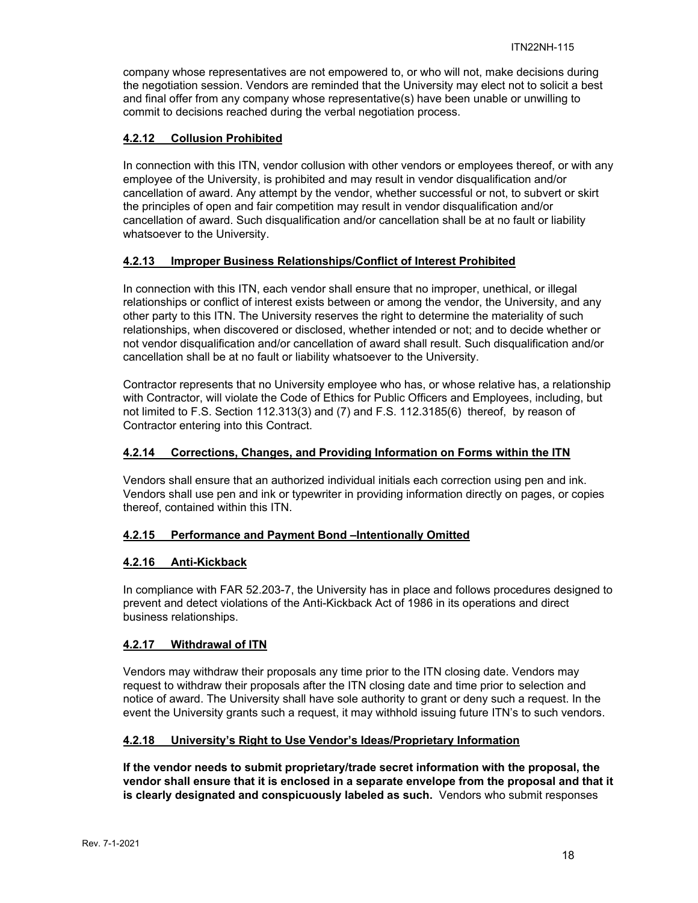company whose representatives are not empowered to, or who will not, make decisions during the negotiation session. Vendors are reminded that the University may elect not to solicit a best and final offer from any company whose representative(s) have been unable or unwilling to commit to decisions reached during the verbal negotiation process.

### 4.2.12 Collusion Prohibited

In connection with this ITN, vendor collusion with other vendors or employees thereof, or with any employee of the University, is prohibited and may result in vendor disqualification and/or cancellation of award. Any attempt by the vendor, whether successful or not, to subvert or skirt the principles of open and fair competition may result in vendor disqualification and/or cancellation of award. Such disqualification and/or cancellation shall be at no fault or liability whatsoever to the University.

### 4.2.13 Improper Business Relationships/Conflict of Interest Prohibited

In connection with this ITN, each vendor shall ensure that no improper, unethical, or illegal relationships or conflict of interest exists between or among the vendor, the University, and any other party to this ITN. The University reserves the right to determine the materiality of such relationships, when discovered or disclosed, whether intended or not; and to decide whether or not vendor disqualification and/or cancellation of award shall result. Such disqualification and/or cancellation shall be at no fault or liability whatsoever to the University.

Contractor represents that no University employee who has, or whose relative has, a relationship with Contractor, will violate the Code of Ethics for Public Officers and Employees, including, but not limited to F.S. Section 112.313(3) and (7) and F.S. 112.3185(6) thereof, by reason of Contractor entering into this Contract.

### 4.2.14 Corrections, Changes, and Providing Information on Forms within the ITN

Vendors shall ensure that an authorized individual initials each correction using pen and ink. Vendors shall use pen and ink or typewriter in providing information directly on pages, or copies thereof, contained within this ITN.

### 4.2.15 Performance and Payment Bond –Intentionally Omitted

### 4.2.16 Anti-Kickback

In compliance with FAR 52.203-7, the University has in place and follows procedures designed to prevent and detect violations of the Anti-Kickback Act of 1986 in its operations and direct business relationships.

### 4.2.17 Withdrawal of ITN

Vendors may withdraw their proposals any time prior to the ITN closing date. Vendors may request to withdraw their proposals after the ITN closing date and time prior to selection and notice of award. The University shall have sole authority to grant or deny such a request. In the event the University grants such a request, it may withhold issuing future ITN's to such vendors.

### 4.2.18 University's Right to Use Vendor's Ideas/Proprietary Information

**If the vendor needs to submit proprietary/trade secret information with the proposal, the vendor shall ensure that it is enclosed in a separate envelope from the proposal and that it is clearly designated and conspicuously labeled as such.** Vendors who submit responses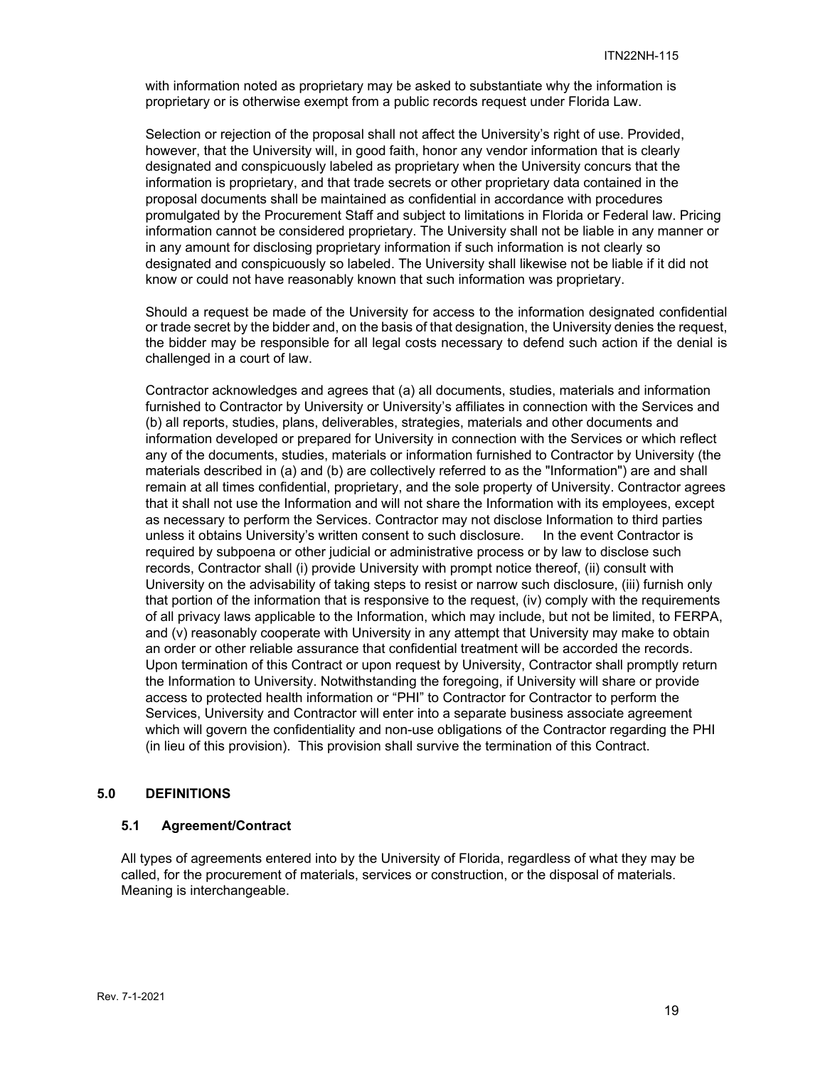with information noted as proprietary may be asked to substantiate why the information is proprietary or is otherwise exempt from a public records request under Florida Law.

Selection or rejection of the proposal shall not affect the University's right of use. Provided, however, that the University will, in good faith, honor any vendor information that is clearly designated and conspicuously labeled as proprietary when the University concurs that the information is proprietary, and that trade secrets or other proprietary data contained in the proposal documents shall be maintained as confidential in accordance with procedures promulgated by the Procurement Staff and subject to limitations in Florida or Federal law. Pricing information cannot be considered proprietary. The University shall not be liable in any manner or in any amount for disclosing proprietary information if such information is not clearly so designated and conspicuously so labeled. The University shall likewise not be liable if it did not know or could not have reasonably known that such information was proprietary.

Should a request be made of the University for access to the information designated confidential or trade secret by the bidder and, on the basis of that designation, the University denies the request, the bidder may be responsible for all legal costs necessary to defend such action if the denial is challenged in a court of law.

Contractor acknowledges and agrees that (a) all documents, studies, materials and information furnished to Contractor by University or University's affiliates in connection with the Services and (b) all reports, studies, plans, deliverables, strategies, materials and other documents and information developed or prepared for University in connection with the Services or which reflect any of the documents, studies, materials or information furnished to Contractor by University (the materials described in (a) and (b) are collectively referred to as the "Information") are and shall remain at all times confidential, proprietary, and the sole property of University. Contractor agrees that it shall not use the Information and will not share the Information with its employees, except as necessary to perform the Services. Contractor may not disclose Information to third parties unless it obtains University's written consent to such disclosure. In the event Contractor is required by subpoena or other judicial or administrative process or by law to disclose such records, Contractor shall (i) provide University with prompt notice thereof, (ii) consult with University on the advisability of taking steps to resist or narrow such disclosure, (iii) furnish only that portion of the information that is responsive to the request, (iv) comply with the requirements of all privacy laws applicable to the Information, which may include, but not be limited, to FERPA, and (v) reasonably cooperate with University in any attempt that University may make to obtain an order or other reliable assurance that confidential treatment will be accorded the records. Upon termination of this Contract or upon request by University, Contractor shall promptly return the Information to University. Notwithstanding the foregoing, if University will share or provide access to protected health information or "PHI" to Contractor for Contractor to perform the Services, University and Contractor will enter into a separate business associate agreement which will govern the confidentiality and non-use obligations of the Contractor regarding the PHI (in lieu of this provision). This provision shall survive the termination of this Contract.

## 5.0 DEFINITIONS

### 5.1 Agreement/Contract

All types of agreements entered into by the University of Florida, regardless of what they may be called, for the procurement of materials, services or construction, or the disposal of materials. Meaning is interchangeable.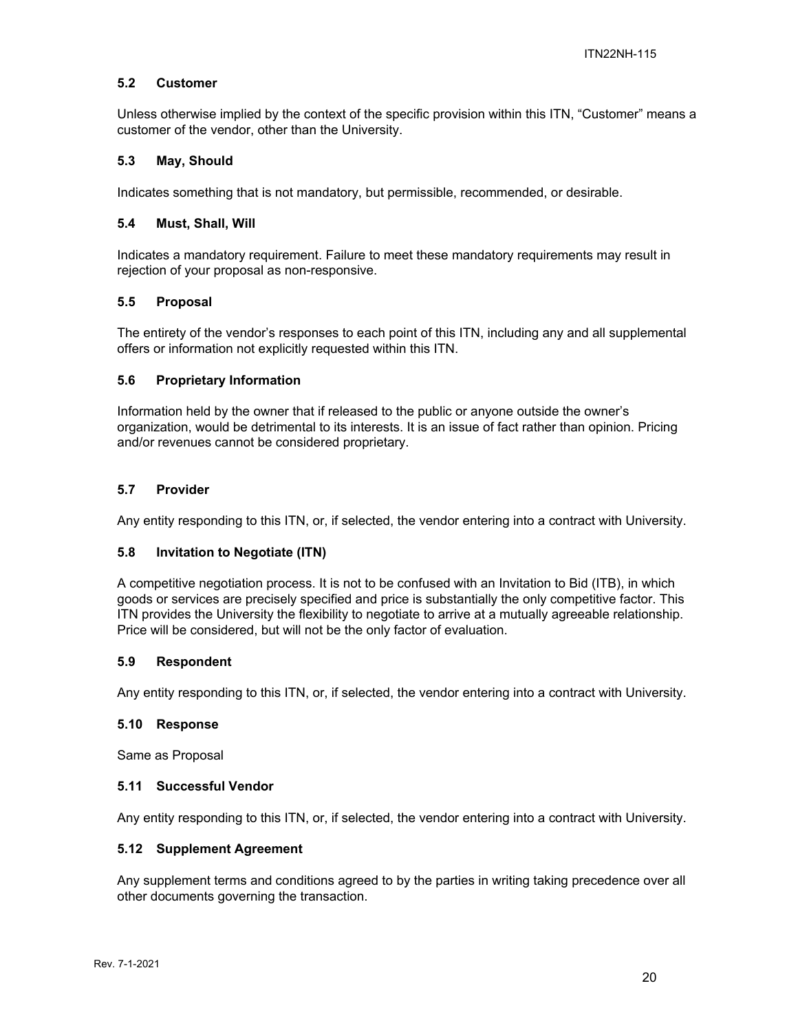### 5.2 Customer

Unless otherwise implied by the context of the specific provision within this ITN, "Customer" means a customer of the vendor, other than the University.

### 5.3 May, Should

Indicates something that is not mandatory, but permissible, recommended, or desirable.

### 5.4 Must, Shall, Will

Indicates a mandatory requirement. Failure to meet these mandatory requirements may result in rejection of your proposal as non-responsive.

### 5.5 Proposal

The entirety of the vendor's responses to each point of this ITN, including any and all supplemental offers or information not explicitly requested within this ITN.

### 5.6 Proprietary Information

Information held by the owner that if released to the public or anyone outside the owner's organization, would be detrimental to its interests. It is an issue of fact rather than opinion. Pricing and/or revenues cannot be considered proprietary.

### 5.7 Provider

Any entity responding to this ITN, or, if selected, the vendor entering into a contract with University.

### 5.8 Invitation to Negotiate (ITN)

A competitive negotiation process. It is not to be confused with an Invitation to Bid (ITB), in which goods or services are precisely specified and price is substantially the only competitive factor. This ITN provides the University the flexibility to negotiate to arrive at a mutually agreeable relationship. Price will be considered, but will not be the only factor of evaluation.

### 5.9 Respondent

Any entity responding to this ITN, or, if selected, the vendor entering into a contract with University.

### 5.10 Response

Same as Proposal

### 5.11 Successful Vendor

Any entity responding to this ITN, or, if selected, the vendor entering into a contract with University.

### 5.12 Supplement Agreement

Any supplement terms and conditions agreed to by the parties in writing taking precedence over all other documents governing the transaction.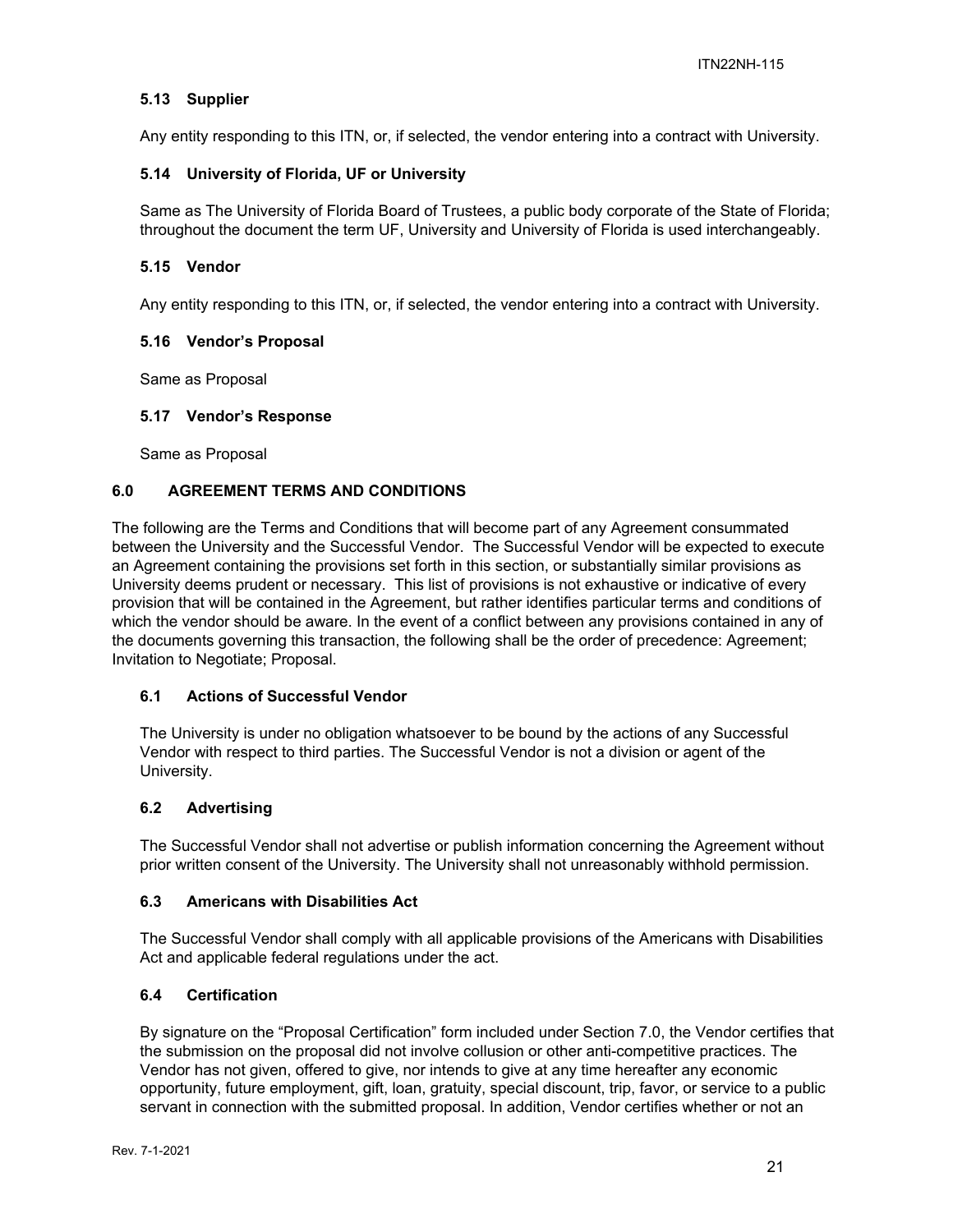### 5.13 Supplier

Any entity responding to this ITN, or, if selected, the vendor entering into a contract with University.

### 5.14 University of Florida, UF or University

Same as The University of Florida Board of Trustees, a public body corporate of the State of Florida; throughout the document the term UF, University and University of Florida is used interchangeably.

### 5.15 Vendor

Any entity responding to this ITN, or, if selected, the vendor entering into a contract with University.

### 5.16 Vendor's Proposal

Same as Proposal

### 5.17 Vendor's Response

Same as Proposal

## 6.0 AGREEMENT TERMS AND CONDITIONS

The following are the Terms and Conditions that will become part of any Agreement consummated between the University and the Successful Vendor. The Successful Vendor will be expected to execute an Agreement containing the provisions set forth in this section, or substantially similar provisions as University deems prudent or necessary. This list of provisions is not exhaustive or indicative of every provision that will be contained in the Agreement, but rather identifies particular terms and conditions of which the vendor should be aware. In the event of a conflict between any provisions contained in any of the documents governing this transaction, the following shall be the order of precedence: Agreement; Invitation to Negotiate; Proposal.

### 6.1 Actions of Successful Vendor

The University is under no obligation whatsoever to be bound by the actions of any Successful Vendor with respect to third parties. The Successful Vendor is not a division or agent of the University.

### 6.2 Advertising

The Successful Vendor shall not advertise or publish information concerning the Agreement without prior written consent of the University. The University shall not unreasonably withhold permission.

### 6.3 Americans with Disabilities Act

The Successful Vendor shall comply with all applicable provisions of the Americans with Disabilities Act and applicable federal regulations under the act.

### 6.4 Certification

By signature on the "Proposal Certification" form included under Section 7.0, the Vendor certifies that the submission on the proposal did not involve collusion or other anti-competitive practices. The Vendor has not given, offered to give, nor intends to give at any time hereafter any economic opportunity, future employment, gift, loan, gratuity, special discount, trip, favor, or service to a public servant in connection with the submitted proposal. In addition, Vendor certifies whether or not an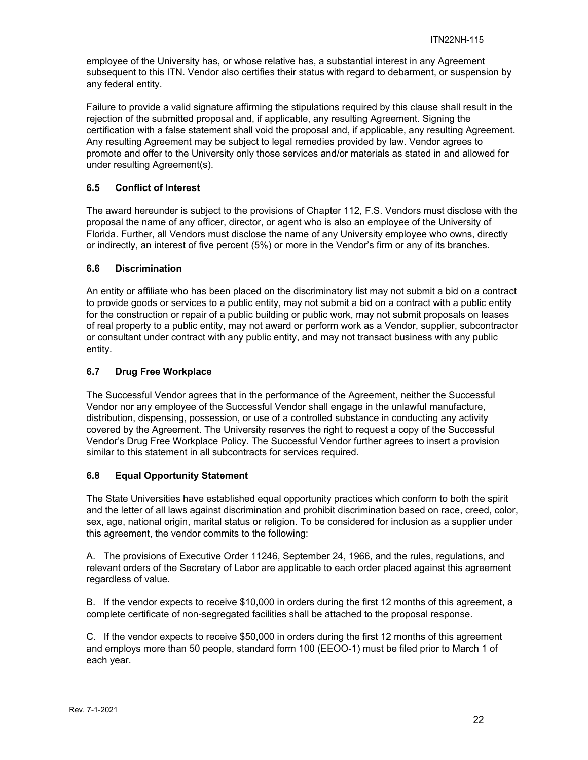employee of the University has, or whose relative has, a substantial interest in any Agreement subsequent to this ITN. Vendor also certifies their status with regard to debarment, or suspension by any federal entity.

Failure to provide a valid signature affirming the stipulations required by this clause shall result in the rejection of the submitted proposal and, if applicable, any resulting Agreement. Signing the certification with a false statement shall void the proposal and, if applicable, any resulting Agreement. Any resulting Agreement may be subject to legal remedies provided by law. Vendor agrees to promote and offer to the University only those services and/or materials as stated in and allowed for under resulting Agreement(s).

### 6.5 Conflict of Interest

The award hereunder is subject to the provisions of Chapter 112, F.S. Vendors must disclose with the proposal the name of any officer, director, or agent who is also an employee of the University of Florida. Further, all Vendors must disclose the name of any University employee who owns, directly or indirectly, an interest of five percent (5%) or more in the Vendor's firm or any of its branches.

### 6.6 Discrimination

An entity or affiliate who has been placed on the discriminatory list may not submit a bid on a contract to provide goods or services to a public entity, may not submit a bid on a contract with a public entity for the construction or repair of a public building or public work, may not submit proposals on leases of real property to a public entity, may not award or perform work as a Vendor, supplier, subcontractor or consultant under contract with any public entity, and may not transact business with any public entity.

### 6.7 Drug Free Workplace

The Successful Vendor agrees that in the performance of the Agreement, neither the Successful Vendor nor any employee of the Successful Vendor shall engage in the unlawful manufacture, distribution, dispensing, possession, or use of a controlled substance in conducting any activity covered by the Agreement. The University reserves the right to request a copy of the Successful Vendor's Drug Free Workplace Policy. The Successful Vendor further agrees to insert a provision similar to this statement in all subcontracts for services required.

### 6.8 Equal Opportunity Statement

The State Universities have established equal opportunity practices which conform to both the spirit and the letter of all laws against discrimination and prohibit discrimination based on race, creed, color, sex, age, national origin, marital status or religion. To be considered for inclusion as a supplier under this agreement, the vendor commits to the following:

A. The provisions of Executive Order 11246, September 24, 1966, and the rules, regulations, and relevant orders of the Secretary of Labor are applicable to each order placed against this agreement regardless of value.

B. If the vendor expects to receive $10,000 in orders during the first 12 months of this agreement, a complete certificate of non-segregated facilities shall be attached to the proposal response.

C. If the vendor expects to receive $50,000 in orders during the first 12 months of this agreement and employs more than 50 people, standard form 100 (EEOO-1) must be filed prior to March 1 of each year.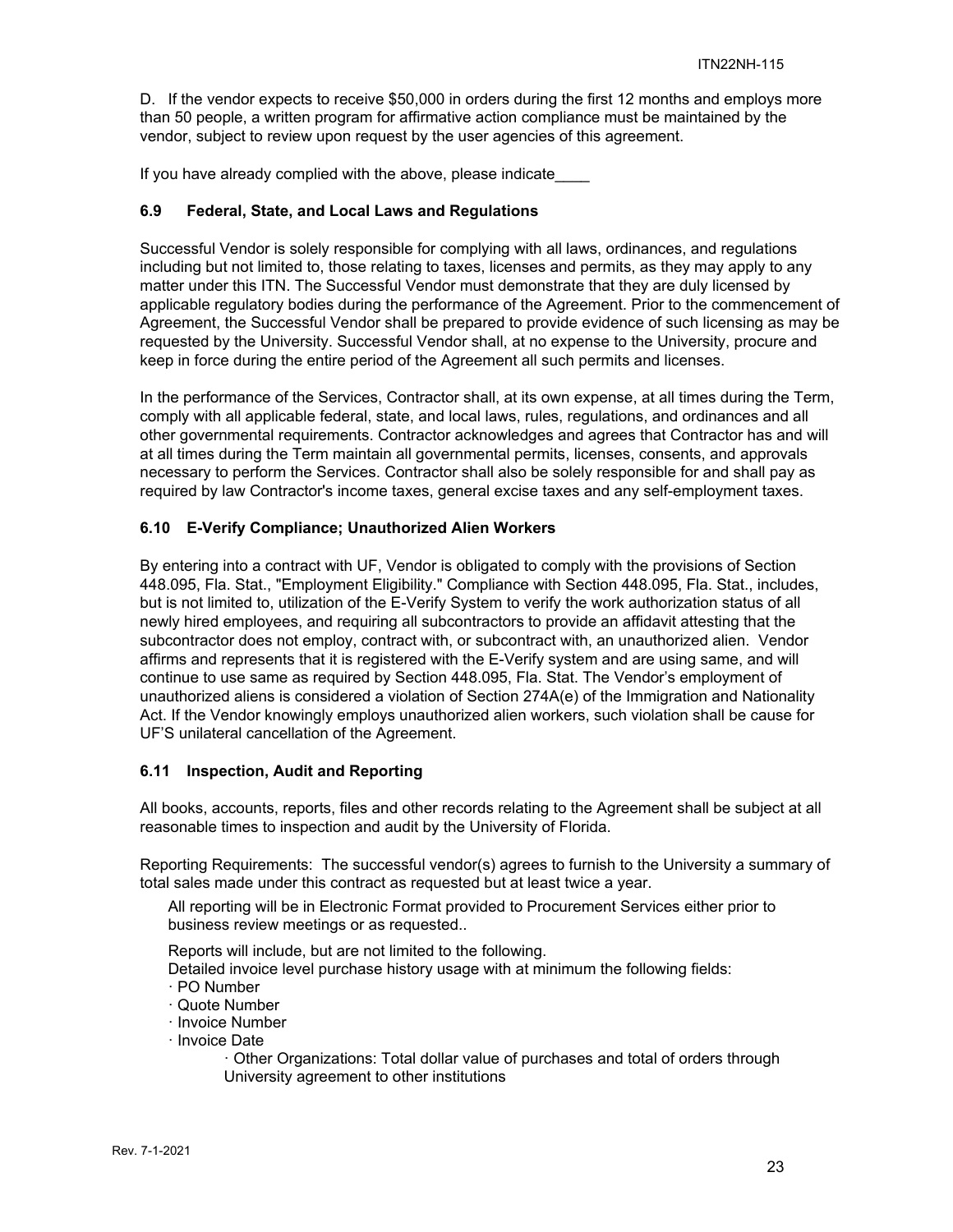D. If the vendor expects to receive $50,000 in orders during the first 12 months and employs more than 50 people, a written program for affirmative action compliance must be maintained by the vendor, subject to review upon request by the user agencies of this agreement.

If you have already complied with the above, please indicate____

### 6.9 Federal, State, and Local Laws and Regulations

Successful Vendor is solely responsible for complying with all laws, ordinances, and regulations including but not limited to, those relating to taxes, licenses and permits, as they may apply to any matter under this ITN. The Successful Vendor must demonstrate that they are duly licensed by applicable regulatory bodies during the performance of the Agreement. Prior to the commencement of Agreement, the Successful Vendor shall be prepared to provide evidence of such licensing as may be requested by the University. Successful Vendor shall, at no expense to the University, procure and keep in force during the entire period of the Agreement all such permits and licenses.

In the performance of the Services, Contractor shall, at its own expense, at all times during the Term, comply with all applicable federal, state, and local laws, rules, regulations, and ordinances and all other governmental requirements. Contractor acknowledges and agrees that Contractor has and will at all times during the Term maintain all governmental permits, licenses, consents, and approvals necessary to perform the Services. Contractor shall also be solely responsible for and shall pay as required by law Contractor's income taxes, general excise taxes and any self-employment taxes.

### 6.10 E-Verify Compliance; Unauthorized Alien Workers

By entering into a contract with UF, Vendor is obligated to comply with the provisions of Section 448.095, Fla. Stat., "Employment Eligibility." Compliance with Section 448.095, Fla. Stat., includes, but is not limited to, utilization of the E-Verify System to verify the work authorization status of all newly hired employees, and requiring all subcontractors to provide an affidavit attesting that the subcontractor does not employ, contract with, or subcontract with, an unauthorized alien. Vendor affirms and represents that it is registered with the E-Verify system and are using same, and will continue to use same as required by Section 448.095, Fla. Stat. The Vendor's employment of unauthorized aliens is considered a violation of Section 274A(e) of the Immigration and Nationality Act. If the Vendor knowingly employs unauthorized alien workers, such violation shall be cause for UF'S unilateral cancellation of the Agreement.

### 6.11 Inspection, Audit and Reporting

All books, accounts, reports, files and other records relating to the Agreement shall be subject at all reasonable times to inspection and audit by the University of Florida.

Reporting Requirements: The successful vendor(s) agrees to furnish to the University a summary of total sales made under this contract as requested but at least twice a year.

All reporting will be in Electronic Format provided to Procurement Services either prior to business review meetings or as requested..

Reports will include, but are not limited to the following.
Detailed invoice level purchase history usage with at minimum the following fields:

- PO Number
- Quote Number
- Invoice Number
- Invoice Date
  - Other Organizations: Total dollar value of purchases and total of orders through University agreement to other institutions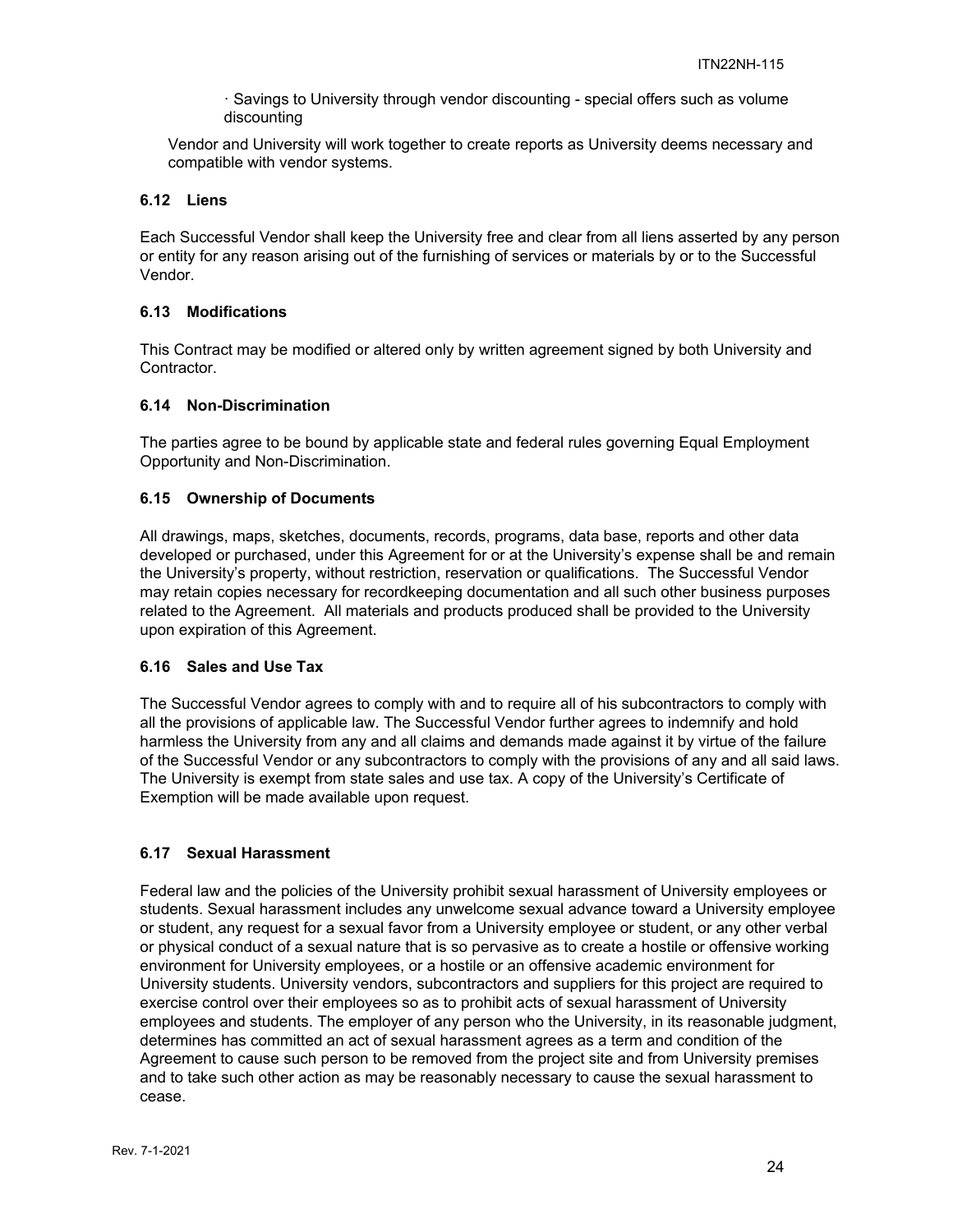· Savings to University through vendor discounting - special offers such as volume discounting

Vendor and University will work together to create reports as University deems necessary and compatible with vendor systems.

### 6.12 Liens

Each Successful Vendor shall keep the University free and clear from all liens asserted by any person or entity for any reason arising out of the furnishing of services or materials by or to the Successful Vendor.

### 6.13 Modifications

This Contract may be modified or altered only by written agreement signed by both University and Contractor.

### 6.14 Non-Discrimination

The parties agree to be bound by applicable state and federal rules governing Equal Employment Opportunity and Non-Discrimination.

### 6.15 Ownership of Documents

All drawings, maps, sketches, documents, records, programs, data base, reports and other data developed or purchased, under this Agreement for or at the University's expense shall be and remain the University's property, without restriction, reservation or qualifications. The Successful Vendor may retain copies necessary for recordkeeping documentation and all such other business purposes related to the Agreement. All materials and products produced shall be provided to the University upon expiration of this Agreement.

### 6.16 Sales and Use Tax

The Successful Vendor agrees to comply with and to require all of his subcontractors to comply with all the provisions of applicable law. The Successful Vendor further agrees to indemnify and hold harmless the University from any and all claims and demands made against it by virtue of the failure of the Successful Vendor or any subcontractors to comply with the provisions of any and all said laws. The University is exempt from state sales and use tax. A copy of the University's Certificate of Exemption will be made available upon request.

### 6.17 Sexual Harassment

Federal law and the policies of the University prohibit sexual harassment of University employees or students. Sexual harassment includes any unwelcome sexual advance toward a University employee or student, any request for a sexual favor from a University employee or student, or any other verbal or physical conduct of a sexual nature that is so pervasive as to create a hostile or offensive working environment for University employees, or a hostile or an offensive academic environment for University students. University vendors, subcontractors and suppliers for this project are required to exercise control over their employees so as to prohibit acts of sexual harassment of University employees and students. The employer of any person who the University, in its reasonable judgment, determines has committed an act of sexual harassment agrees as a term and condition of the Agreement to cause such person to be removed from the project site and from University premises and to take such other action as may be reasonably necessary to cause the sexual harassment to cease.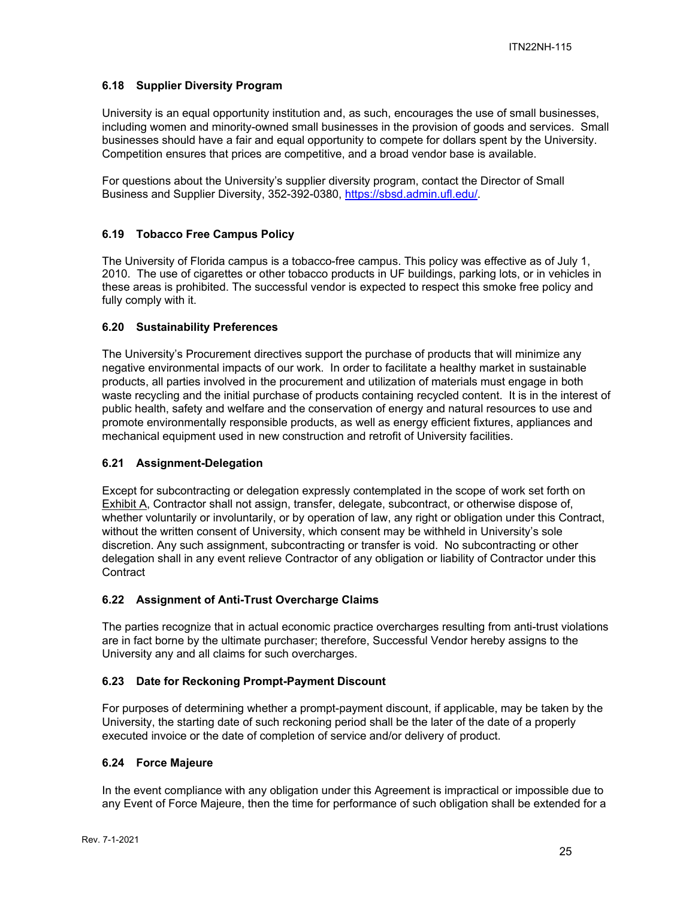### 6.18 Supplier Diversity Program

University is an equal opportunity institution and, as such, encourages the use of small businesses, including women and minority-owned small businesses in the provision of goods and services. Small businesses should have a fair and equal opportunity to compete for dollars spent by the University. Competition ensures that prices are competitive, and a broad vendor base is available.

For questions about the University's supplier diversity program, contact the Director of Small Business and Supplier Diversity, 352-392-0380, https://sbsd.admin.ufl.edu/.

### 6.19 Tobacco Free Campus Policy

The University of Florida campus is a tobacco-free campus. This policy was effective as of July 1, 2010. The use of cigarettes or other tobacco products in UF buildings, parking lots, or in vehicles in these areas is prohibited. The successful vendor is expected to respect this smoke free policy and fully comply with it.

### 6.20 Sustainability Preferences

The University's Procurement directives support the purchase of products that will minimize any negative environmental impacts of our work. In order to facilitate a healthy market in sustainable products, all parties involved in the procurement and utilization of materials must engage in both waste recycling and the initial purchase of products containing recycled content. It is in the interest of public health, safety and welfare and the conservation of energy and natural resources to use and promote environmentally responsible products, as well as energy efficient fixtures, appliances and mechanical equipment used in new construction and retrofit of University facilities.

### 6.21 Assignment-Delegation

Except for subcontracting or delegation expressly contemplated in the scope of work set forth on Exhibit A, Contractor shall not assign, transfer, delegate, subcontract, or otherwise dispose of, whether voluntarily or involuntarily, or by operation of law, any right or obligation under this Contract, without the written consent of University, which consent may be withheld in University's sole discretion. Any such assignment, subcontracting or transfer is void. No subcontracting or other delegation shall in any event relieve Contractor of any obligation or liability of Contractor under this Contract

### 6.22 Assignment of Anti-Trust Overcharge Claims

The parties recognize that in actual economic practice overcharges resulting from anti-trust violations are in fact borne by the ultimate purchaser; therefore, Successful Vendor hereby assigns to the University any and all claims for such overcharges.

### 6.23 Date for Reckoning Prompt-Payment Discount

For purposes of determining whether a prompt-payment discount, if applicable, may be taken by the University, the starting date of such reckoning period shall be the later of the date of a properly executed invoice or the date of completion of service and/or delivery of product.

### 6.24 Force Majeure

In the event compliance with any obligation under this Agreement is impractical or impossible due to any Event of Force Majeure, then the time for performance of such obligation shall be extended for a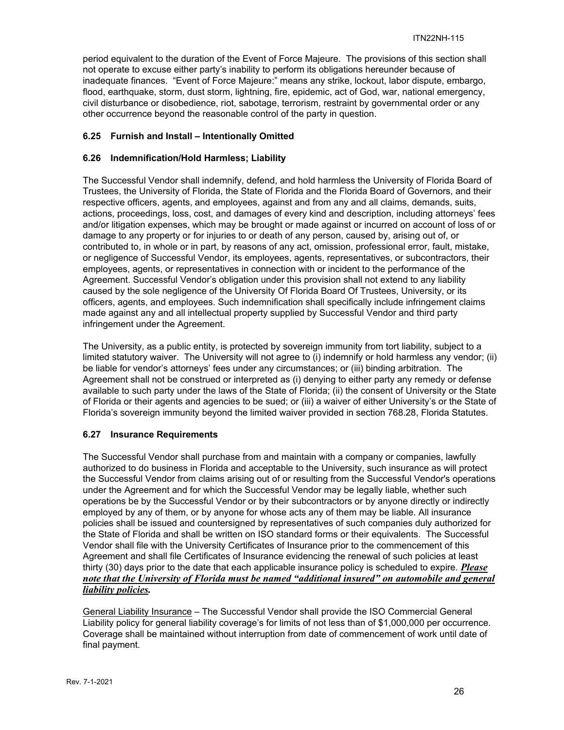period equivalent to the duration of the Event of Force Majeure. The provisions of this section shall not operate to excuse either party's inability to perform its obligations hereunder because of inadequate finances. "Event of Force Majeure:" means any strike, lockout, labor dispute, embargo, flood, earthquake, storm, dust storm, lightning, fire, epidemic, act of God, war, national emergency, civil disturbance or disobedience, riot, sabotage, terrorism, restraint by governmental order or any other occurrence beyond the reasonable control of the party in question.

### 6.25 Furnish and Install – Intentionally Omitted

### 6.26 Indemnification/Hold Harmless; Liability

The Successful Vendor shall indemnify, defend, and hold harmless the University of Florida Board of Trustees, the University of Florida, the State of Florida and the Florida Board of Governors, and their respective officers, agents, and employees, against and from any and all claims, demands, suits, actions, proceedings, loss, cost, and damages of every kind and description, including attorneys' fees and/or litigation expenses, which may be brought or made against or incurred on account of loss of or damage to any property or for injuries to or death of any person, caused by, arising out of, or contributed to, in whole or in part, by reasons of any act, omission, professional error, fault, mistake, or negligence of Successful Vendor, its employees, agents, representatives, or subcontractors, their employees, agents, or representatives in connection with or incident to the performance of the Agreement. Successful Vendor's obligation under this provision shall not extend to any liability caused by the sole negligence of the University Of Florida Board Of Trustees, University, or its officers, agents, and employees. Such indemnification shall specifically include infringement claims made against any and all intellectual property supplied by Successful Vendor and third party infringement under the Agreement.

The University, as a public entity, is protected by sovereign immunity from tort liability, subject to a limited statutory waiver. The University will not agree to (i) indemnify or hold harmless any vendor; (ii) be liable for vendor's attorneys' fees under any circumstances; or (iii) binding arbitration. The Agreement shall not be construed or interpreted as (i) denying to either party any remedy or defense available to such party under the laws of the State of Florida; (ii) the consent of University or the State of Florida or their agents and agencies to be sued; or (iii) a waiver of either University's or the State of Florida's sovereign immunity beyond the limited waiver provided in section 768.28, Florida Statutes.

### 6.27 Insurance Requirements

The Successful Vendor shall purchase from and maintain with a company or companies, lawfully authorized to do business in Florida and acceptable to the University, such insurance as will protect the Successful Vendor from claims arising out of or resulting from the Successful Vendor's operations under the Agreement and for which the Successful Vendor may be legally liable, whether such operations be by the Successful Vendor or by their subcontractors or by anyone directly or indirectly employed by any of them, or by anyone for whose acts any of them may be liable. All insurance policies shall be issued and countersigned by representatives of such companies duly authorized for the State of Florida and shall be written on ISO standard forms or their equivalents. The Successful Vendor shall file with the University Certificates of Insurance prior to the commencement of this Agreement and shall file Certificates of Insurance evidencing the renewal of such policies at least thirty (30) days prior to the date that each applicable insurance policy is scheduled to expire. ***Please note that the University of Florida must be named "additional insured" on automobile and general liability policies.***

General Liability Insurance – The Successful Vendor shall provide the ISO Commercial General Liability policy for general liability coverage's for limits of not less than of $1,000,000 per occurrence. Coverage shall be maintained without interruption from date of commencement of work until date of final payment.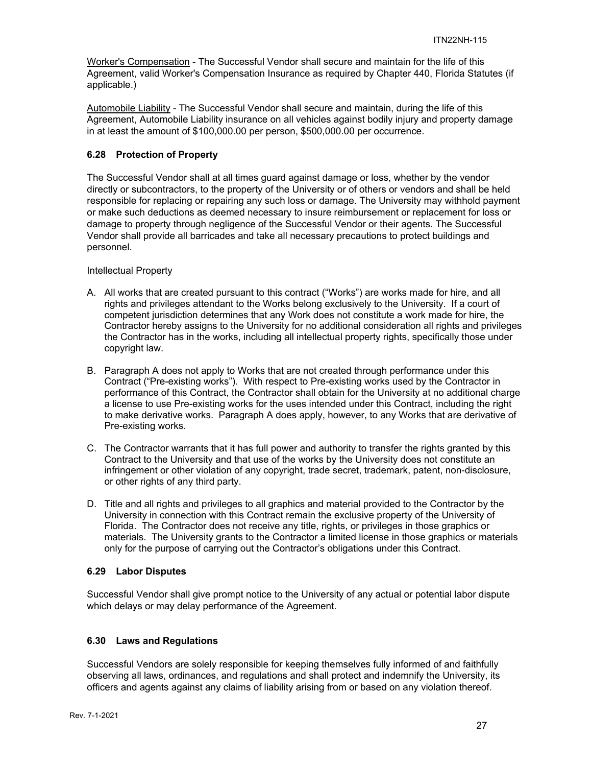Worker's Compensation - The Successful Vendor shall secure and maintain for the life of this Agreement, valid Worker's Compensation Insurance as required by Chapter 440, Florida Statutes (if applicable.)

Automobile Liability - The Successful Vendor shall secure and maintain, during the life of this Agreement, Automobile Liability insurance on all vehicles against bodily injury and property damage in at least the amount of $100,000.00 per person, $500,000.00 per occurrence.

### 6.28 Protection of Property

The Successful Vendor shall at all times guard against damage or loss, whether by the vendor directly or subcontractors, to the property of the University or of others or vendors and shall be held responsible for replacing or repairing any such loss or damage. The University may withhold payment or make such deductions as deemed necessary to insure reimbursement or replacement for loss or damage to property through negligence of the Successful Vendor or their agents. The Successful Vendor shall provide all barricades and take all necessary precautions to protect buildings and personnel.

Intellectual Property

A. All works that are created pursuant to this contract ("Works") are works made for hire, and all rights and privileges attendant to the Works belong exclusively to the University. If a court of competent jurisdiction determines that any Work does not constitute a work made for hire, the Contractor hereby assigns to the University for no additional consideration all rights and privileges the Contractor has in the works, including all intellectual property rights, specifically those under copyright law.

B. Paragraph A does not apply to Works that are not created through performance under this Contract ("Pre-existing works"). With respect to Pre-existing works used by the Contractor in performance of this Contract, the Contractor shall obtain for the University at no additional charge a license to use Pre-existing works for the uses intended under this Contract, including the right to make derivative works. Paragraph A does apply, however, to any Works that are derivative of Pre-existing works.

C. The Contractor warrants that it has full power and authority to transfer the rights granted by this Contract to the University and that use of the works by the University does not constitute an infringement or other violation of any copyright, trade secret, trademark, patent, non-disclosure, or other rights of any third party.

D. Title and all rights and privileges to all graphics and material provided to the Contractor by the University in connection with this Contract remain the exclusive property of the University of Florida. The Contractor does not receive any title, rights, or privileges in those graphics or materials. The University grants to the Contractor a limited license in those graphics or materials only for the purpose of carrying out the Contractor's obligations under this Contract.

### 6.29 Labor Disputes

Successful Vendor shall give prompt notice to the University of any actual or potential labor dispute which delays or may delay performance of the Agreement.

### 6.30 Laws and Regulations

Successful Vendors are solely responsible for keeping themselves fully informed of and faithfully observing all laws, ordinances, and regulations and shall protect and indemnify the University, its officers and agents against any claims of liability arising from or based on any violation thereof.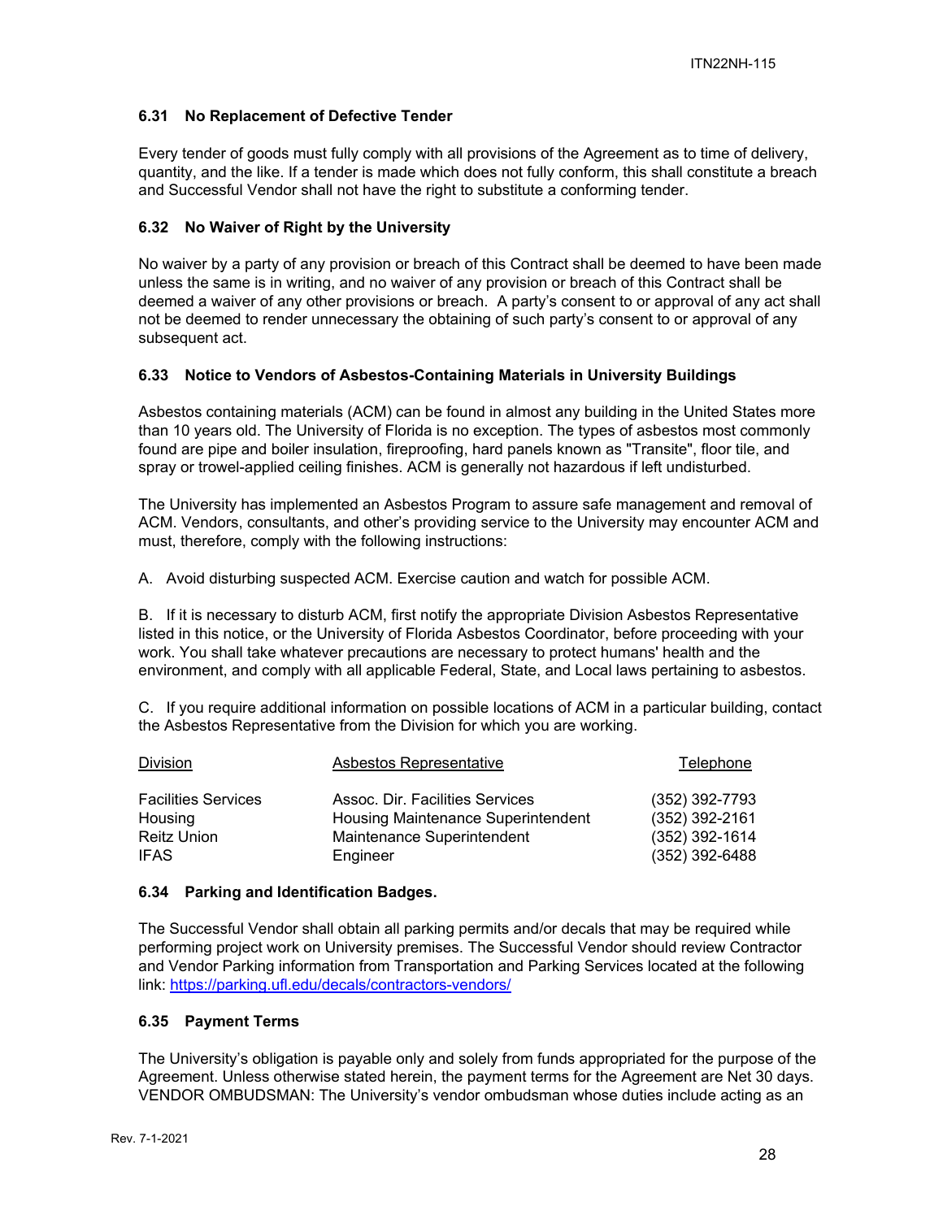### 6.31 No Replacement of Defective Tender

Every tender of goods must fully comply with all provisions of the Agreement as to time of delivery, quantity, and the like. If a tender is made which does not fully conform, this shall constitute a breach and Successful Vendor shall not have the right to substitute a conforming tender.

### 6.32 No Waiver of Right by the University

No waiver by a party of any provision or breach of this Contract shall be deemed to have been made unless the same is in writing, and no waiver of any provision or breach of this Contract shall be deemed a waiver of any other provisions or breach. A party's consent to or approval of any act shall not be deemed to render unnecessary the obtaining of such party's consent to or approval of any subsequent act.

### 6.33 Notice to Vendors of Asbestos-Containing Materials in University Buildings

Asbestos containing materials (ACM) can be found in almost any building in the United States more than 10 years old. The University of Florida is no exception. The types of asbestos most commonly found are pipe and boiler insulation, fireproofing, hard panels known as "Transite", floor tile, and spray or trowel-applied ceiling finishes. ACM is generally not hazardous if left undisturbed.

The University has implemented an Asbestos Program to assure safe management and removal of ACM. Vendors, consultants, and other's providing service to the University may encounter ACM and must, therefore, comply with the following instructions:

A. Avoid disturbing suspected ACM. Exercise caution and watch for possible ACM.

B. If it is necessary to disturb ACM, first notify the appropriate Division Asbestos Representative listed in this notice, or the University of Florida Asbestos Coordinator, before proceeding with your work. You shall take whatever precautions are necessary to protect humans' health and the environment, and comply with all applicable Federal, State, and Local laws pertaining to asbestos.

C. If you require additional information on possible locations of ACM in a particular building, contact the Asbestos Representative from the Division for which you are working.

| Division | Asbestos Representative | Telephone |
|---|---|---|
| Facilities Services | Assoc. Dir. Facilities Services | (352) 392-7793 |
| Housing | Housing Maintenance Superintendent | (352) 392-2161 |
| Reitz Union | Maintenance Superintendent | (352) 392-1614 |
| IFAS | Engineer | (352) 392-6488 |

### 6.34 Parking and Identification Badges.

The Successful Vendor shall obtain all parking permits and/or decals that may be required while performing project work on University premises. The Successful Vendor should review Contractor and Vendor Parking information from Transportation and Parking Services located at the following link: https://parking.ufl.edu/decals/contractors-vendors/

### 6.35 Payment Terms

The University's obligation is payable only and solely from funds appropriated for the purpose of the Agreement. Unless otherwise stated herein, the payment terms for the Agreement are Net 30 days. VENDOR OMBUDSMAN: The University's vendor ombudsman whose duties include acting as an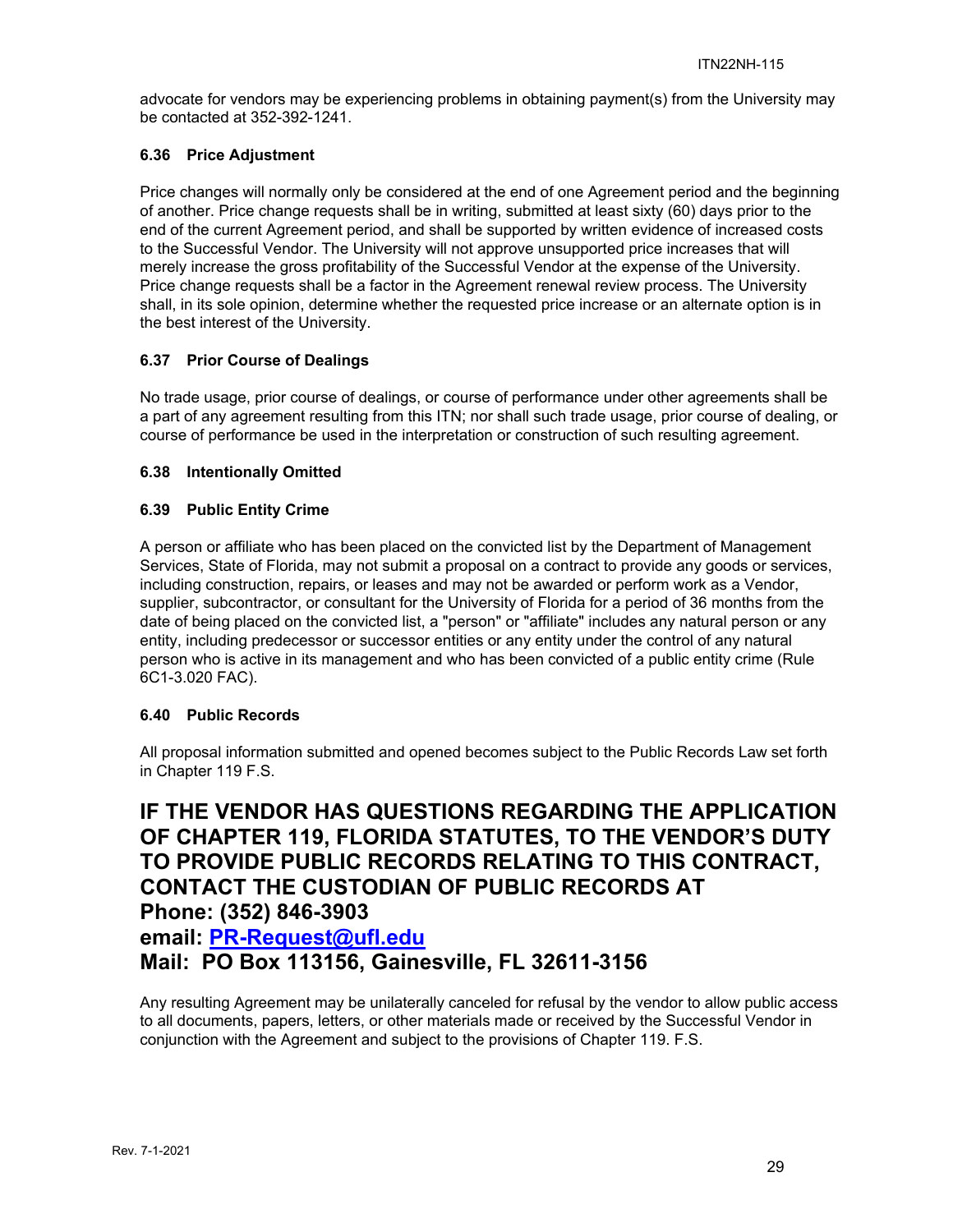advocate for vendors may be experiencing problems in obtaining payment(s) from the University may be contacted at 352-392-1241.

### 6.36 Price Adjustment

Price changes will normally only be considered at the end of one Agreement period and the beginning of another. Price change requests shall be in writing, submitted at least sixty (60) days prior to the end of the current Agreement period, and shall be supported by written evidence of increased costs to the Successful Vendor. The University will not approve unsupported price increases that will merely increase the gross profitability of the Successful Vendor at the expense of the University. Price change requests shall be a factor in the Agreement renewal review process. The University shall, in its sole opinion, determine whether the requested price increase or an alternate option is in the best interest of the University.

### 6.37 Prior Course of Dealings

No trade usage, prior course of dealings, or course of performance under other agreements shall be a part of any agreement resulting from this ITN; nor shall such trade usage, prior course of dealing, or course of performance be used in the interpretation or construction of such resulting agreement.

### 6.38 Intentionally Omitted

### 6.39 Public Entity Crime

A person or affiliate who has been placed on the convicted list by the Department of Management Services, State of Florida, may not submit a proposal on a contract to provide any goods or services, including construction, repairs, or leases and may not be awarded or perform work as a Vendor, supplier, subcontractor, or consultant for the University of Florida for a period of 36 months from the date of being placed on the convicted list, a "person" or "affiliate" includes any natural person or any entity, including predecessor or successor entities or any entity under the control of any natural person who is active in its management and who has been convicted of a public entity crime (Rule 6C1-3.020 FAC).

### 6.40 Public Records

All proposal information submitted and opened becomes subject to the Public Records Law set forth in Chapter 119 F.S.

## IF THE VENDOR HAS QUESTIONS REGARDING THE APPLICATION OF CHAPTER 119, FLORIDA STATUTES, TO THE VENDOR'S DUTY TO PROVIDE PUBLIC RECORDS RELATING TO THIS CONTRACT, CONTACT THE CUSTODIAN OF PUBLIC RECORDS AT
## Phone: (352) 846-3903
## email: [PR-Request@ufl.edu](mailto:PR-Request@ufl.edu)
## Mail: PO Box 113156, Gainesville, FL 32611-3156

Any resulting Agreement may be unilaterally canceled for refusal by the vendor to allow public access to all documents, papers, letters, or other materials made or received by the Successful Vendor in conjunction with the Agreement and subject to the provisions of Chapter 119. F.S.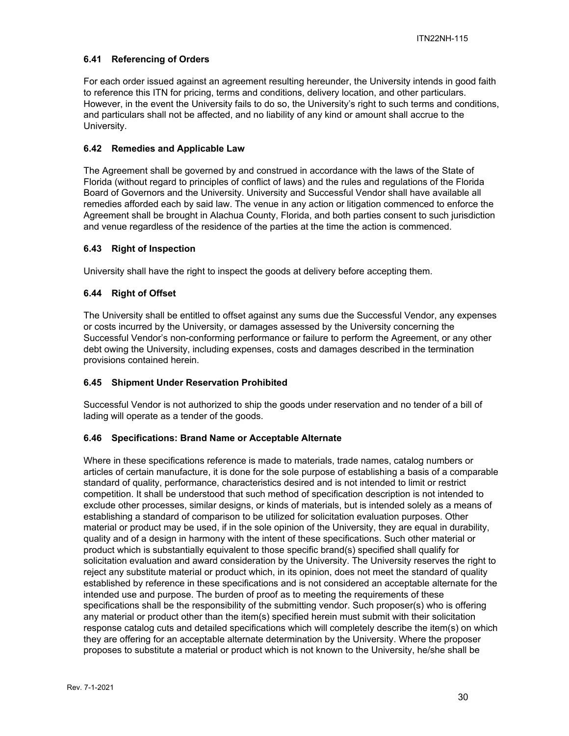### 6.41 Referencing of Orders

For each order issued against an agreement resulting hereunder, the University intends in good faith to reference this ITN for pricing, terms and conditions, delivery location, and other particulars. However, in the event the University fails to do so, the University's right to such terms and conditions, and particulars shall not be affected, and no liability of any kind or amount shall accrue to the University.

### 6.42 Remedies and Applicable Law

The Agreement shall be governed by and construed in accordance with the laws of the State of Florida (without regard to principles of conflict of laws) and the rules and regulations of the Florida Board of Governors and the University. University and Successful Vendor shall have available all remedies afforded each by said law. The venue in any action or litigation commenced to enforce the Agreement shall be brought in Alachua County, Florida, and both parties consent to such jurisdiction and venue regardless of the residence of the parties at the time the action is commenced.

### 6.43 Right of Inspection

University shall have the right to inspect the goods at delivery before accepting them.

### 6.44 Right of Offset

The University shall be entitled to offset against any sums due the Successful Vendor, any expenses or costs incurred by the University, or damages assessed by the University concerning the Successful Vendor's non-conforming performance or failure to perform the Agreement, or any other debt owing the University, including expenses, costs and damages described in the termination provisions contained herein.

### 6.45 Shipment Under Reservation Prohibited

Successful Vendor is not authorized to ship the goods under reservation and no tender of a bill of lading will operate as a tender of the goods.

### 6.46 Specifications: Brand Name or Acceptable Alternate

Where in these specifications reference is made to materials, trade names, catalog numbers or articles of certain manufacture, it is done for the sole purpose of establishing a basis of a comparable standard of quality, performance, characteristics desired and is not intended to limit or restrict competition. It shall be understood that such method of specification description is not intended to exclude other processes, similar designs, or kinds of materials, but is intended solely as a means of establishing a standard of comparison to be utilized for solicitation evaluation purposes. Other material or product may be used, if in the sole opinion of the University, they are equal in durability, quality and of a design in harmony with the intent of these specifications. Such other material or product which is substantially equivalent to those specific brand(s) specified shall qualify for solicitation evaluation and award consideration by the University. The University reserves the right to reject any substitute material or product which, in its opinion, does not meet the standard of quality established by reference in these specifications and is not considered an acceptable alternate for the intended use and purpose. The burden of proof as to meeting the requirements of these specifications shall be the responsibility of the submitting vendor. Such proposer(s) who is offering any material or product other than the item(s) specified herein must submit with their solicitation response catalog cuts and detailed specifications which will completely describe the item(s) on which they are offering for an acceptable alternate determination by the University. Where the proposer proposes to substitute a material or product which is not known to the University, he/she shall be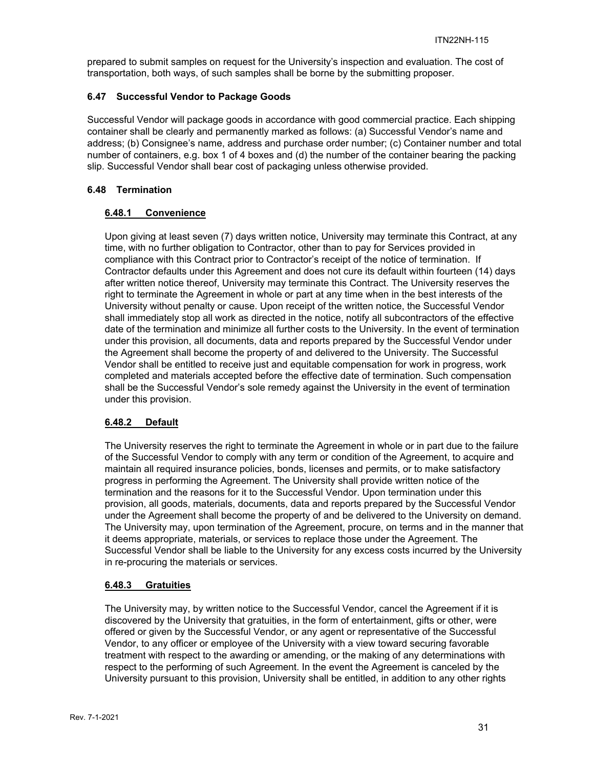prepared to submit samples on request for the University's inspection and evaluation. The cost of transportation, both ways, of such samples shall be borne by the submitting proposer.

### 6.47 Successful Vendor to Package Goods

Successful Vendor will package goods in accordance with good commercial practice. Each shipping container shall be clearly and permanently marked as follows: (a) Successful Vendor's name and address; (b) Consignee's name, address and purchase order number; (c) Container number and total number of containers, e.g. box 1 of 4 boxes and (d) the number of the container bearing the packing slip. Successful Vendor shall bear cost of packaging unless otherwise provided.

### 6.48 Termination

#### 6.48.1 Convenience

Upon giving at least seven (7) days written notice, University may terminate this Contract, at any time, with no further obligation to Contractor, other than to pay for Services provided in compliance with this Contract prior to Contractor's receipt of the notice of termination. If Contractor defaults under this Agreement and does not cure its default within fourteen (14) days after written notice thereof, University may terminate this Contract. The University reserves the right to terminate the Agreement in whole or part at any time when in the best interests of the University without penalty or cause. Upon receipt of the written notice, the Successful Vendor shall immediately stop all work as directed in the notice, notify all subcontractors of the effective date of the termination and minimize all further costs to the University. In the event of termination under this provision, all documents, data and reports prepared by the Successful Vendor under the Agreement shall become the property of and delivered to the University. The Successful Vendor shall be entitled to receive just and equitable compensation for work in progress, work completed and materials accepted before the effective date of termination. Such compensation shall be the Successful Vendor's sole remedy against the University in the event of termination under this provision.

#### 6.48.2 Default

The University reserves the right to terminate the Agreement in whole or in part due to the failure of the Successful Vendor to comply with any term or condition of the Agreement, to acquire and maintain all required insurance policies, bonds, licenses and permits, or to make satisfactory progress in performing the Agreement. The University shall provide written notice of the termination and the reasons for it to the Successful Vendor. Upon termination under this provision, all goods, materials, documents, data and reports prepared by the Successful Vendor under the Agreement shall become the property of and be delivered to the University on demand. The University may, upon termination of the Agreement, procure, on terms and in the manner that it deems appropriate, materials, or services to replace those under the Agreement. The Successful Vendor shall be liable to the University for any excess costs incurred by the University in re-procuring the materials or services.

#### 6.48.3 Gratuities

The University may, by written notice to the Successful Vendor, cancel the Agreement if it is discovered by the University that gratuities, in the form of entertainment, gifts or other, were offered or given by the Successful Vendor, or any agent or representative of the Successful Vendor, to any officer or employee of the University with a view toward securing favorable treatment with respect to the awarding or amending, or the making of any determinations with respect to the performing of such Agreement. In the event the Agreement is canceled by the University pursuant to this provision, University shall be entitled, in addition to any other rights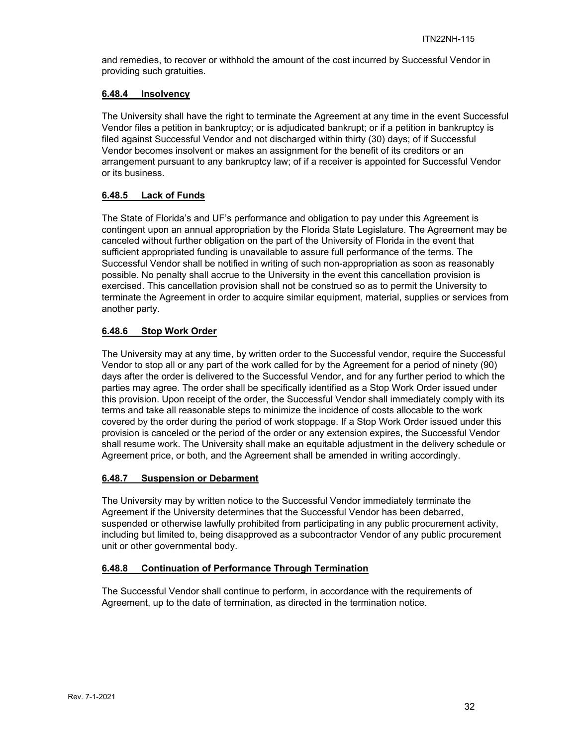and remedies, to recover or withhold the amount of the cost incurred by Successful Vendor in providing such gratuities.

### **6.48.4 Insolvency**

The University shall have the right to terminate the Agreement at any time in the event Successful Vendor files a petition in bankruptcy; or is adjudicated bankrupt; or if a petition in bankruptcy is filed against Successful Vendor and not discharged within thirty (30) days; of if Successful Vendor becomes insolvent or makes an assignment for the benefit of its creditors or an arrangement pursuant to any bankruptcy law; of if a receiver is appointed for Successful Vendor or its business.

### **6.48.5 Lack of Funds**

The State of Florida's and UF's performance and obligation to pay under this Agreement is contingent upon an annual appropriation by the Florida State Legislature. The Agreement may be canceled without further obligation on the part of the University of Florida in the event that sufficient appropriated funding is unavailable to assure full performance of the terms. The Successful Vendor shall be notified in writing of such non-appropriation as soon as reasonably possible. No penalty shall accrue to the University in the event this cancellation provision is exercised. This cancellation provision shall not be construed so as to permit the University to terminate the Agreement in order to acquire similar equipment, material, supplies or services from another party.

### **6.48.6 Stop Work Order**

The University may at any time, by written order to the Successful vendor, require the Successful Vendor to stop all or any part of the work called for by the Agreement for a period of ninety (90) days after the order is delivered to the Successful Vendor, and for any further period to which the parties may agree. The order shall be specifically identified as a Stop Work Order issued under this provision. Upon receipt of the order, the Successful Vendor shall immediately comply with its terms and take all reasonable steps to minimize the incidence of costs allocable to the work covered by the order during the period of work stoppage. If a Stop Work Order issued under this provision is canceled or the period of the order or any extension expires, the Successful Vendor shall resume work. The University shall make an equitable adjustment in the delivery schedule or Agreement price, or both, and the Agreement shall be amended in writing accordingly.

### **6.48.7 Suspension or Debarment**

The University may by written notice to the Successful Vendor immediately terminate the Agreement if the University determines that the Successful Vendor has been debarred, suspended or otherwise lawfully prohibited from participating in any public procurement activity, including but limited to, being disapproved as a subcontractor Vendor of any public procurement unit or other governmental body.

### **6.48.8 Continuation of Performance Through Termination**

The Successful Vendor shall continue to perform, in accordance with the requirements of Agreement, up to the date of termination, as directed in the termination notice.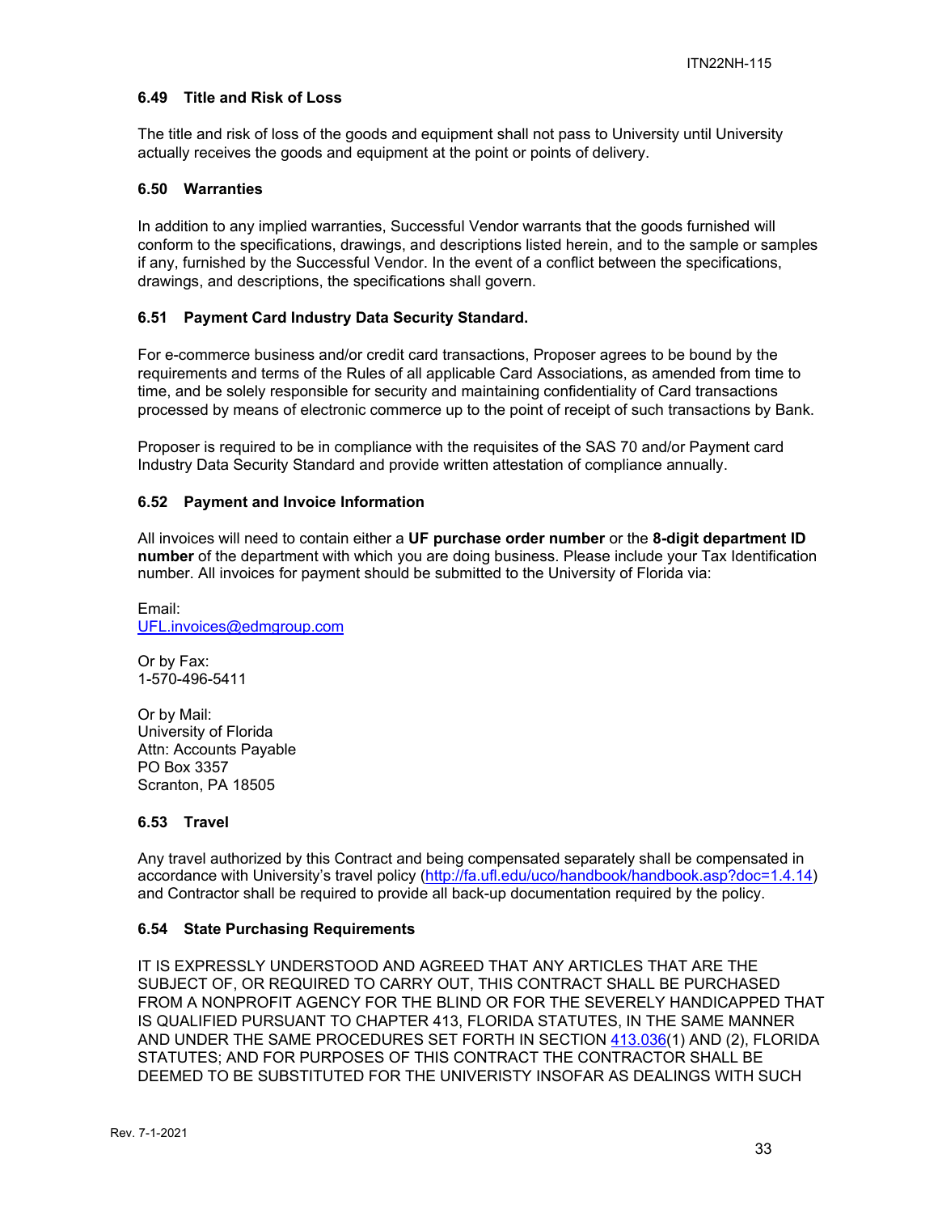### 6.49 Title and Risk of Loss

The title and risk of loss of the goods and equipment shall not pass to University until University actually receives the goods and equipment at the point or points of delivery.

### 6.50 Warranties

In addition to any implied warranties, Successful Vendor warrants that the goods furnished will conform to the specifications, drawings, and descriptions listed herein, and to the sample or samples if any, furnished by the Successful Vendor. In the event of a conflict between the specifications, drawings, and descriptions, the specifications shall govern.

### 6.51 Payment Card Industry Data Security Standard.

For e-commerce business and/or credit card transactions, Proposer agrees to be bound by the requirements and terms of the Rules of all applicable Card Associations, as amended from time to time, and be solely responsible for security and maintaining confidentiality of Card transactions processed by means of electronic commerce up to the point of receipt of such transactions by Bank.

Proposer is required to be in compliance with the requisites of the SAS 70 and/or Payment card Industry Data Security Standard and provide written attestation of compliance annually.

### 6.52 Payment and Invoice Information

All invoices will need to contain either a **UF purchase order number** or the **8-digit department ID number** of the department with which you are doing business. Please include your Tax Identification number. All invoices for payment should be submitted to the University of Florida via:

Email:
UFL.invoices@edmgroup.com

Or by Fax:
1-570-496-5411

Or by Mail:
University of Florida
Attn: Accounts Payable
PO Box 3357
Scranton, PA 18505

### 6.53 Travel

Any travel authorized by this Contract and being compensated separately shall be compensated in accordance with University's travel policy (http://fa.ufl.edu/uco/handbook/handbook.asp?doc=1.4.14) and Contractor shall be required to provide all back-up documentation required by the policy.

### 6.54 State Purchasing Requirements

IT IS EXPRESSLY UNDERSTOOD AND AGREED THAT ANY ARTICLES THAT ARE THE SUBJECT OF, OR REQUIRED TO CARRY OUT, THIS CONTRACT SHALL BE PURCHASED FROM A NONPROFIT AGENCY FOR THE BLIND OR FOR THE SEVERELY HANDICAPPED THAT IS QUALIFIED PURSUANT TO CHAPTER 413, FLORIDA STATUTES, IN THE SAME MANNER AND UNDER THE SAME PROCEDURES SET FORTH IN SECTION 413.036(1) AND (2), FLORIDA STATUTES; AND FOR PURPOSES OF THIS CONTRACT THE CONTRACTOR SHALL BE DEEMED TO BE SUBSTITUTED FOR THE UNIVERISTY INSOFAR AS DEALINGS WITH SUCH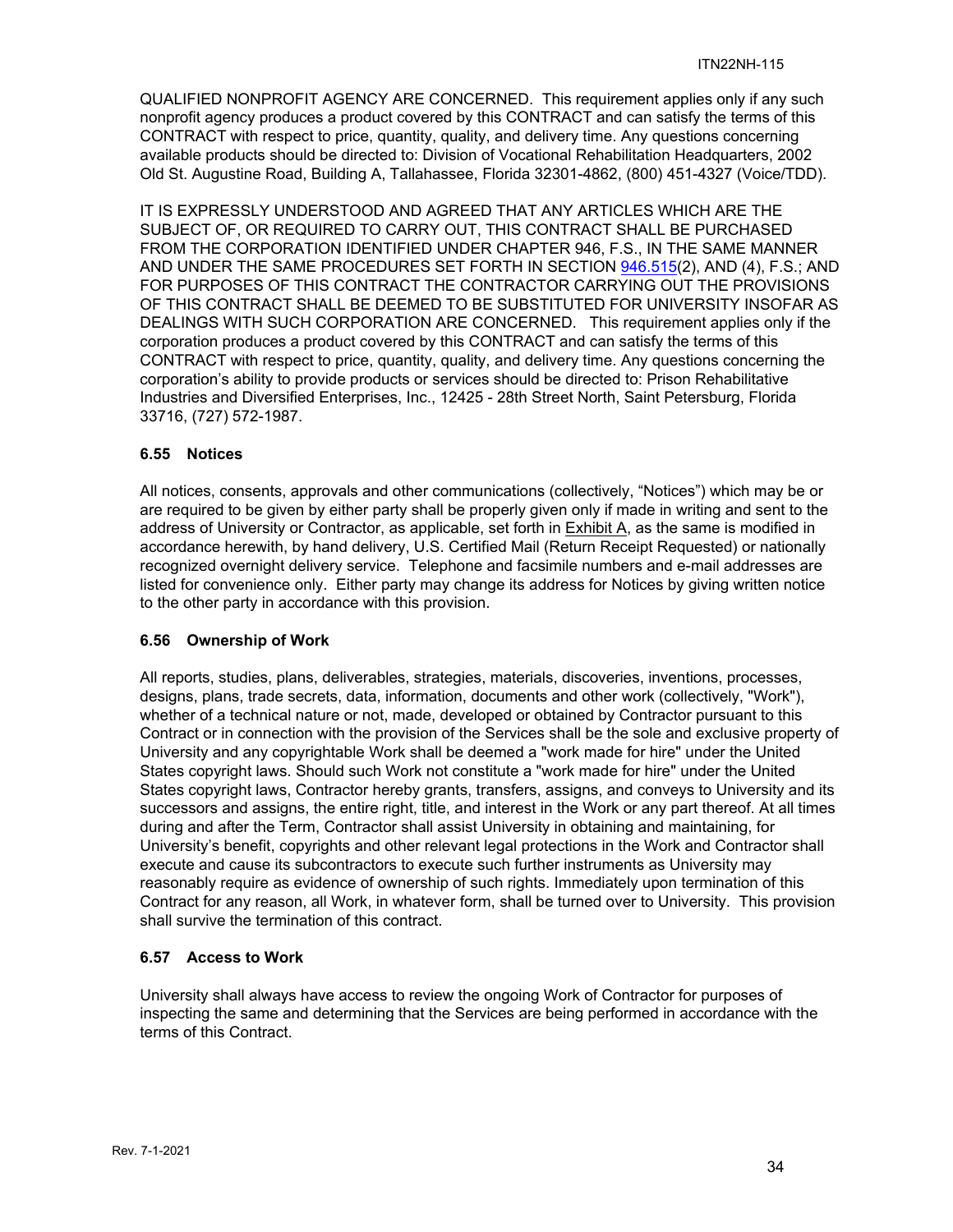QUALIFIED NONPROFIT AGENCY ARE CONCERNED. This requirement applies only if any such nonprofit agency produces a product covered by this CONTRACT and can satisfy the terms of this CONTRACT with respect to price, quantity, quality, and delivery time. Any questions concerning available products should be directed to: Division of Vocational Rehabilitation Headquarters, 2002 Old St. Augustine Road, Building A, Tallahassee, Florida 32301-4862, (800) 451-4327 (Voice/TDD).

IT IS EXPRESSLY UNDERSTOOD AND AGREED THAT ANY ARTICLES WHICH ARE THE SUBJECT OF, OR REQUIRED TO CARRY OUT, THIS CONTRACT SHALL BE PURCHASED FROM THE CORPORATION IDENTIFIED UNDER CHAPTER 946, F.S., IN THE SAME MANNER AND UNDER THE SAME PROCEDURES SET FORTH IN SECTION 946.515(2), AND (4), F.S.; AND FOR PURPOSES OF THIS CONTRACT THE CONTRACTOR CARRYING OUT THE PROVISIONS OF THIS CONTRACT SHALL BE DEEMED TO BE SUBSTITUTED FOR UNIVERSITY INSOFAR AS DEALINGS WITH SUCH CORPORATION ARE CONCERNED. This requirement applies only if the corporation produces a product covered by this CONTRACT and can satisfy the terms of this CONTRACT with respect to price, quantity, quality, and delivery time. Any questions concerning the corporation's ability to provide products or services should be directed to: Prison Rehabilitative Industries and Diversified Enterprises, Inc., 12425 - 28th Street North, Saint Petersburg, Florida 33716, (727) 572-1987.

### 6.55 Notices

All notices, consents, approvals and other communications (collectively, "Notices") which may be or are required to be given by either party shall be properly given only if made in writing and sent to the address of University or Contractor, as applicable, set forth in Exhibit A, as the same is modified in accordance herewith, by hand delivery, U.S. Certified Mail (Return Receipt Requested) or nationally recognized overnight delivery service. Telephone and facsimile numbers and e-mail addresses are listed for convenience only. Either party may change its address for Notices by giving written notice to the other party in accordance with this provision.

### 6.56 Ownership of Work

All reports, studies, plans, deliverables, strategies, materials, discoveries, inventions, processes, designs, plans, trade secrets, data, information, documents and other work (collectively, "Work"), whether of a technical nature or not, made, developed or obtained by Contractor pursuant to this Contract or in connection with the provision of the Services shall be the sole and exclusive property of University and any copyrightable Work shall be deemed a "work made for hire" under the United States copyright laws. Should such Work not constitute a "work made for hire" under the United States copyright laws, Contractor hereby grants, transfers, assigns, and conveys to University and its successors and assigns, the entire right, title, and interest in the Work or any part thereof. At all times during and after the Term, Contractor shall assist University in obtaining and maintaining, for University's benefit, copyrights and other relevant legal protections in the Work and Contractor shall execute and cause its subcontractors to execute such further instruments as University may reasonably require as evidence of ownership of such rights. Immediately upon termination of this Contract for any reason, all Work, in whatever form, shall be turned over to University. This provision shall survive the termination of this contract.

### 6.57 Access to Work

University shall always have access to review the ongoing Work of Contractor for purposes of inspecting the same and determining that the Services are being performed in accordance with the terms of this Contract.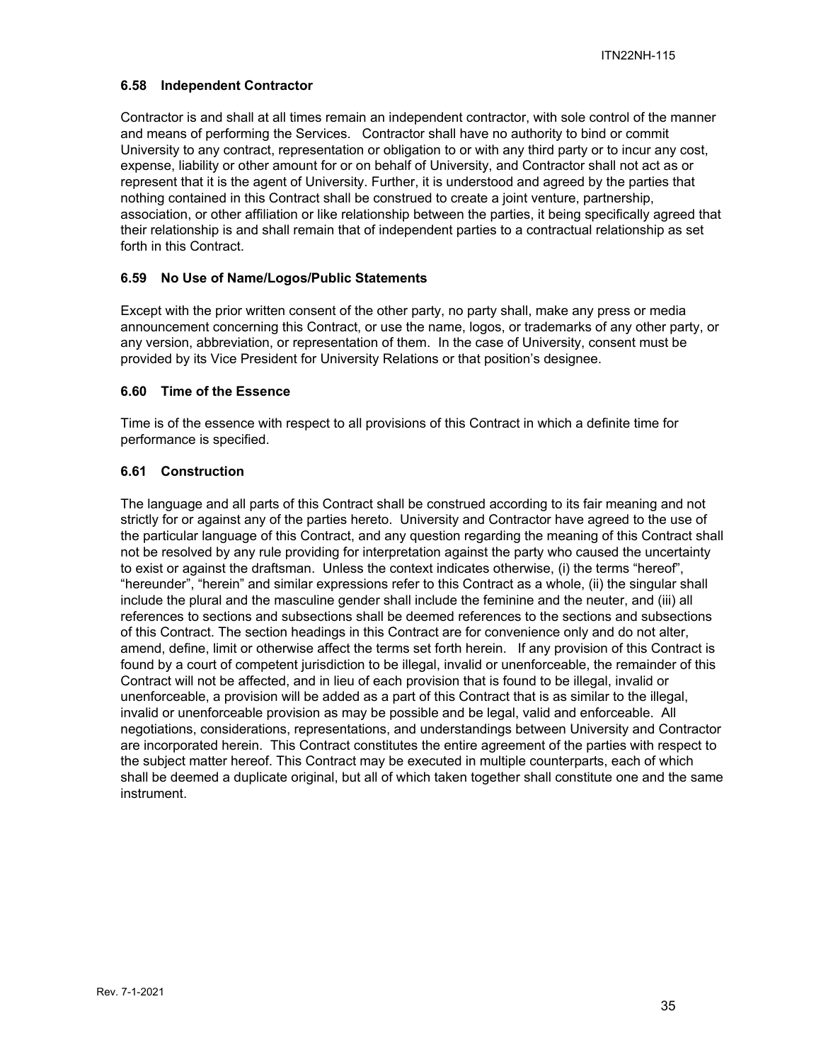### 6.58 Independent Contractor

Contractor is and shall at all times remain an independent contractor, with sole control of the manner and means of performing the Services. Contractor shall have no authority to bind or commit University to any contract, representation or obligation to or with any third party or to incur any cost, expense, liability or other amount for or on behalf of University, and Contractor shall not act as or represent that it is the agent of University. Further, it is understood and agreed by the parties that nothing contained in this Contract shall be construed to create a joint venture, partnership, association, or other affiliation or like relationship between the parties, it being specifically agreed that their relationship is and shall remain that of independent parties to a contractual relationship as set forth in this Contract.

### 6.59 No Use of Name/Logos/Public Statements

Except with the prior written consent of the other party, no party shall, make any press or media announcement concerning this Contract, or use the name, logos, or trademarks of any other party, or any version, abbreviation, or representation of them. In the case of University, consent must be provided by its Vice President for University Relations or that position's designee.

### 6.60 Time of the Essence

Time is of the essence with respect to all provisions of this Contract in which a definite time for performance is specified.

### 6.61 Construction

The language and all parts of this Contract shall be construed according to its fair meaning and not strictly for or against any of the parties hereto. University and Contractor have agreed to the use of the particular language of this Contract, and any question regarding the meaning of this Contract shall not be resolved by any rule providing for interpretation against the party who caused the uncertainty to exist or against the draftsman. Unless the context indicates otherwise, (i) the terms "hereof", "hereunder", "herein" and similar expressions refer to this Contract as a whole, (ii) the singular shall include the plural and the masculine gender shall include the feminine and the neuter, and (iii) all references to sections and subsections shall be deemed references to the sections and subsections of this Contract. The section headings in this Contract are for convenience only and do not alter, amend, define, limit or otherwise affect the terms set forth herein. If any provision of this Contract is found by a court of competent jurisdiction to be illegal, invalid or unenforceable, the remainder of this Contract will not be affected, and in lieu of each provision that is found to be illegal, invalid or unenforceable, a provision will be added as a part of this Contract that is as similar to the illegal, invalid or unenforceable provision as may be possible and be legal, valid and enforceable. All negotiations, considerations, representations, and understandings between University and Contractor are incorporated herein. This Contract constitutes the entire agreement of the parties with respect to the subject matter hereof. This Contract may be executed in multiple counterparts, each of which shall be deemed a duplicate original, but all of which taken together shall constitute one and the same instrument.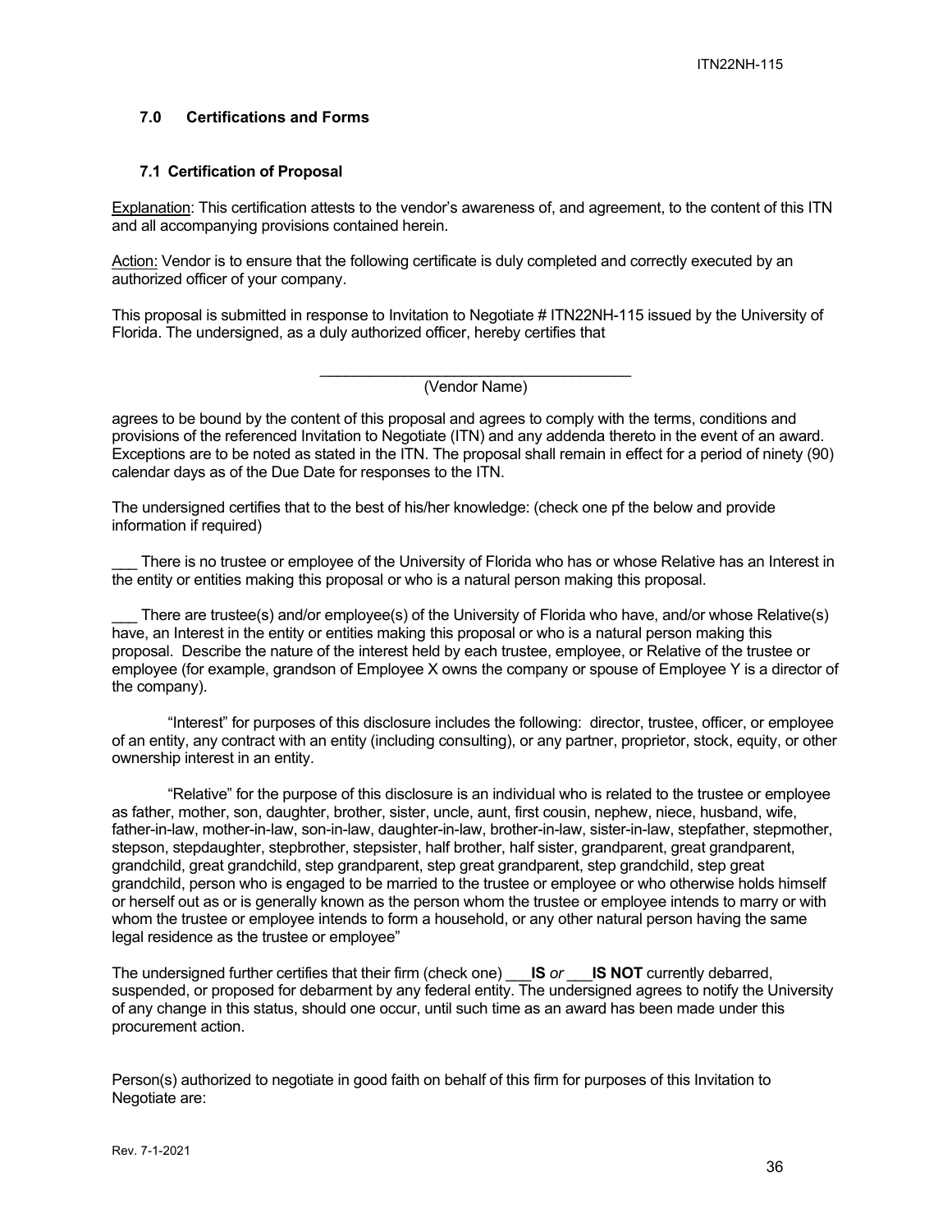## 7.0 Certifications and Forms

### 7.1 Certification of Proposal

<u>Explanation</u>: This certification attests to the vendor's awareness of, and agreement, to the content of this ITN and all accompanying provisions contained herein.

<u>Action:</u> Vendor is to ensure that the following certificate is duly completed and correctly executed by an authorized officer of your company.

This proposal is submitted in response to Invitation to Negotiate # ITN22NH-115 issued by the University of Florida. The undersigned, as a duly authorized officer, hereby certifies that

_______________________________________
(Vendor Name)

agrees to be bound by the content of this proposal and agrees to comply with the terms, conditions and provisions of the referenced Invitation to Negotiate (ITN) and any addenda thereto in the event of an award. Exceptions are to be noted as stated in the ITN. The proposal shall remain in effect for a period of ninety (90) calendar days as of the Due Date for responses to the ITN.

The undersigned certifies that to the best of his/her knowledge: (check one pf the below and provide information if required)

___ There is no trustee or employee of the University of Florida who has or whose Relative has an Interest in the entity or entities making this proposal or who is a natural person making this proposal.

___ There are trustee(s) and/or employee(s) of the University of Florida who have, and/or whose Relative(s) have, an Interest in the entity or entities making this proposal or who is a natural person making this proposal. Describe the nature of the interest held by each trustee, employee, or Relative of the trustee or employee (for example, grandson of Employee X owns the company or spouse of Employee Y is a director of the company).

"Interest" for purposes of this disclosure includes the following: director, trustee, officer, or employee of an entity, any contract with an entity (including consulting), or any partner, proprietor, stock, equity, or other ownership interest in an entity.

"Relative" for the purpose of this disclosure is an individual who is related to the trustee or employee as father, mother, son, daughter, brother, sister, uncle, aunt, first cousin, nephew, niece, husband, wife, father-in-law, mother-in-law, son-in-law, daughter-in-law, brother-in-law, sister-in-law, stepfather, stepmother, stepson, stepdaughter, stepbrother, stepsister, half brother, half sister, grandparent, great grandparent, grandchild, great grandchild, step grandparent, step great grandparent, step grandchild, step great grandchild, person who is engaged to be married to the trustee or employee or who otherwise holds himself or herself out as or is generally known as the person whom the trustee or employee intends to marry or with whom the trustee or employee intends to form a household, or any other natural person having the same legal residence as the trustee or employee"

The undersigned further certifies that their firm (check one) ___**IS** *or* ___**IS NOT** currently debarred, suspended, or proposed for debarment by any federal entity. The undersigned agrees to notify the University of any change in this status, should one occur, until such time as an award has been made under this procurement action.

Person(s) authorized to negotiate in good faith on behalf of this firm for purposes of this Invitation to Negotiate are:

Rev. 7-1-2021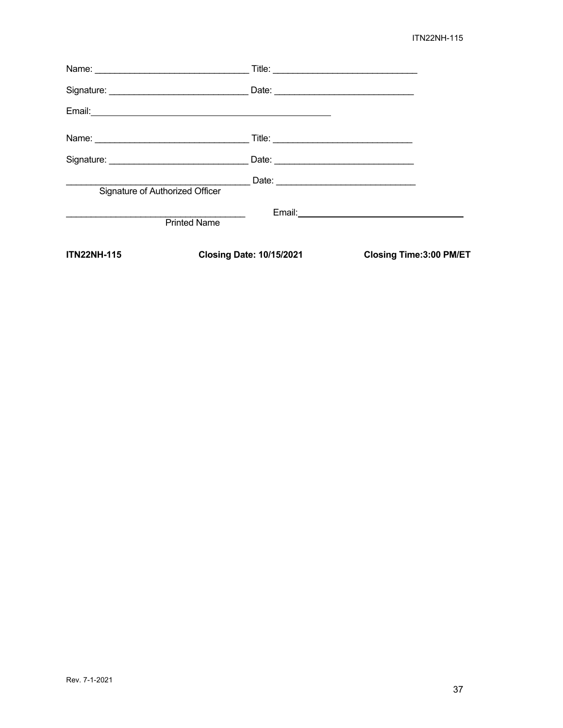Name: ______________________________ Title: ____________________________

Signature: ___________________________ Date: ____________________________

Email: ______________________________________________

Name: ______________________________ Title: ___________________________

Signature: ___________________________ Date: ____________________________

____________________________________ Date: ____________________________

Signature of Authorized Officer

____________________________________ Email: ________________________________

Printed Name

**ITN22NH-115** **Closing Date: 10/15/2021** **Closing Time:3:00 PM/ET**

Rev. 7-1-2021